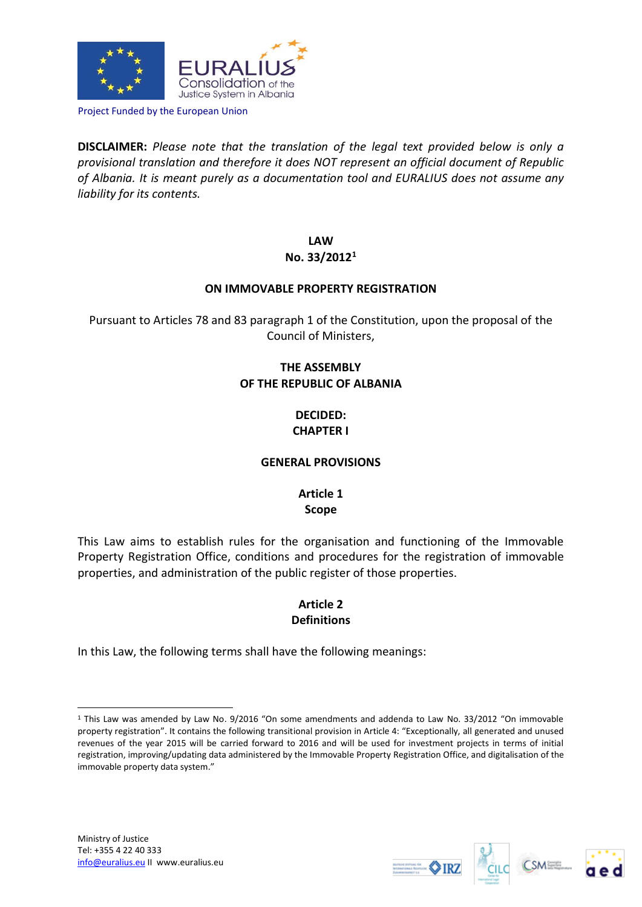Project Funded by the European Union

**DISCLAIMER:** *Please note that the translation of the legal text provided below is only a provisional translation and therefore it does NOT represent an official document of Republic of Albania. It is meant purely as a documentation tool and EURALIUS does not assume any liability for its contents.*

# LAW
# No. 33/2012[1]

## ON IMMOVABLE PROPERTY REGISTRATION

Pursuant to Articles 78 and 83 paragraph 1 of the Constitution, upon the proposal of the Council of Ministers,

**THE ASSEMBLY**
**OF THE REPUBLIC OF ALBANIA**

**DECIDED:**

## CHAPTER I

## GENERAL PROVISIONS

### Article 1
### Scope

This Law aims to establish rules for the organisation and functioning of the Immovable Property Registration Office, conditions and procedures for the registration of immovable properties, and administration of the public register of those properties.

### Article 2
### Definitions

In this Law, the following terms shall have the following meanings:

---

[1] This Law was amended by Law No. 9/2016 "On some amendments and addenda to Law No. 33/2012 "On immovable property registration". It contains the following transitional provision in Article 4: "Exceptionally, all generated and unused revenues of the year 2015 will be carried forward to 2016 and will be used for investment projects in terms of initial registration, improving/updating data administered by the Immovable Property Registration Office, and digitalisation of the immovable property data system."

Ministry of Justice
Tel: +355 4 22 40 333
info@euralius.eu II www.euralius.eu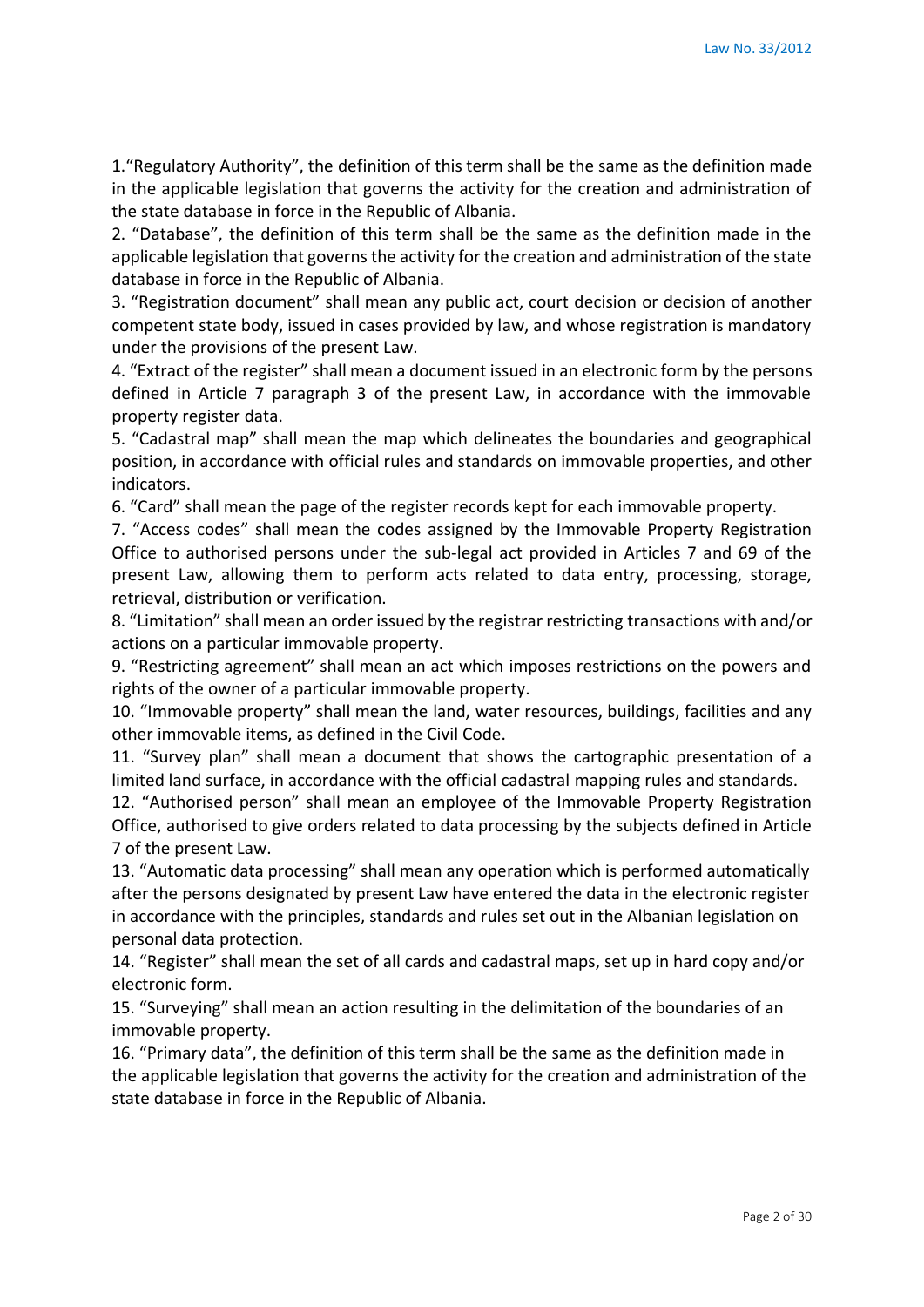1. "Regulatory Authority", the definition of this term shall be the same as the definition made in the applicable legislation that governs the activity for the creation and administration of the state database in force in the Republic of Albania.

2. "Database", the definition of this term shall be the same as the definition made in the applicable legislation that governs the activity for the creation and administration of the state database in force in the Republic of Albania.

3. "Registration document" shall mean any public act, court decision or decision of another competent state body, issued in cases provided by law, and whose registration is mandatory under the provisions of the present Law.

4. "Extract of the register" shall mean a document issued in an electronic form by the persons defined in Article 7 paragraph 3 of the present Law, in accordance with the immovable property register data.

5. "Cadastral map" shall mean the map which delineates the boundaries and geographical position, in accordance with official rules and standards on immovable properties, and other indicators.

6. "Card" shall mean the page of the register records kept for each immovable property.

7. "Access codes" shall mean the codes assigned by the Immovable Property Registration Office to authorised persons under the sub-legal act provided in Articles 7 and 69 of the present Law, allowing them to perform acts related to data entry, processing, storage, retrieval, distribution or verification.

8. "Limitation" shall mean an order issued by the registrar restricting transactions with and/or actions on a particular immovable property.

9. "Restricting agreement" shall mean an act which imposes restrictions on the powers and rights of the owner of a particular immovable property.

10. "Immovable property" shall mean the land, water resources, buildings, facilities and any other immovable items, as defined in the Civil Code.

11. "Survey plan" shall mean a document that shows the cartographic presentation of a limited land surface, in accordance with the official cadastral mapping rules and standards.

12. "Authorised person" shall mean an employee of the Immovable Property Registration Office, authorised to give orders related to data processing by the subjects defined in Article 7 of the present Law.

13. "Automatic data processing" shall mean any operation which is performed automatically after the persons designated by present Law have entered the data in the electronic register in accordance with the principles, standards and rules set out in the Albanian legislation on personal data protection.

14. "Register" shall mean the set of all cards and cadastral maps, set up in hard copy and/or electronic form.

15. "Surveying" shall mean an action resulting in the delimitation of the boundaries of an immovable property.

16. "Primary data", the definition of this term shall be the same as the definition made in the applicable legislation that governs the activity for the creation and administration of the state database in force in the Republic of Albania.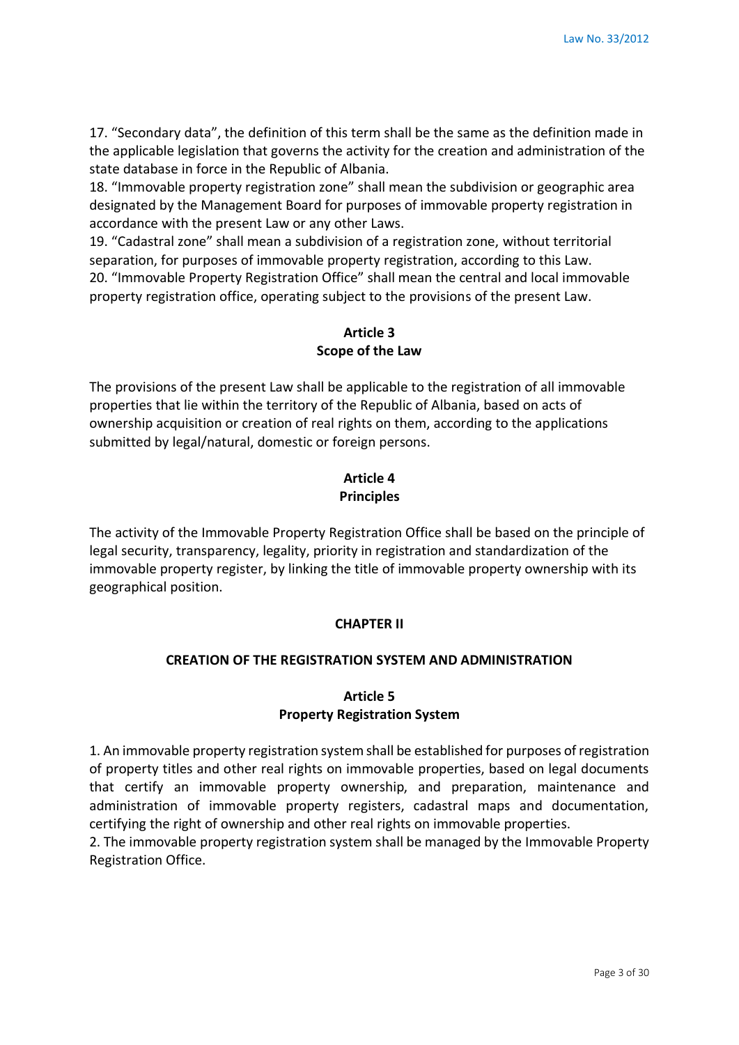17. “Secondary data”, the definition of this term shall be the same as the definition made in the applicable legislation that governs the activity for the creation and administration of the state database in force in the Republic of Albania.
18. “Immovable property registration zone” shall mean the subdivision or geographic area designated by the Management Board for purposes of immovable property registration in accordance with the present Law or any other Laws.
19. “Cadastral zone” shall mean a subdivision of a registration zone, without territorial separation, for purposes of immovable property registration, according to this Law.
20. “Immovable Property Registration Office” shall mean the central and local immovable property registration office, operating subject to the provisions of the present Law.

### Article 3
### Scope of the Law

The provisions of the present Law shall be applicable to the registration of all immovable properties that lie within the territory of the Republic of Albania, based on acts of ownership acquisition or creation of real rights on them, according to the applications submitted by legal/natural, domestic or foreign persons.

### Article 4
### Principles

The activity of the Immovable Property Registration Office shall be based on the principle of legal security, transparency, legality, priority in registration and standardization of the immovable property register, by linking the title of immovable property ownership with its geographical position.

## CHAPTER II

## CREATION OF THE REGISTRATION SYSTEM AND ADMINISTRATION

### Article 5
### Property Registration System

1. An immovable property registration system shall be established for purposes of registration of property titles and other real rights on immovable properties, based on legal documents that certify an immovable property ownership, and preparation, maintenance and administration of immovable property registers, cadastral maps and documentation, certifying the right of ownership and other real rights on immovable properties.
2. The immovable property registration system shall be managed by the Immovable Property Registration Office.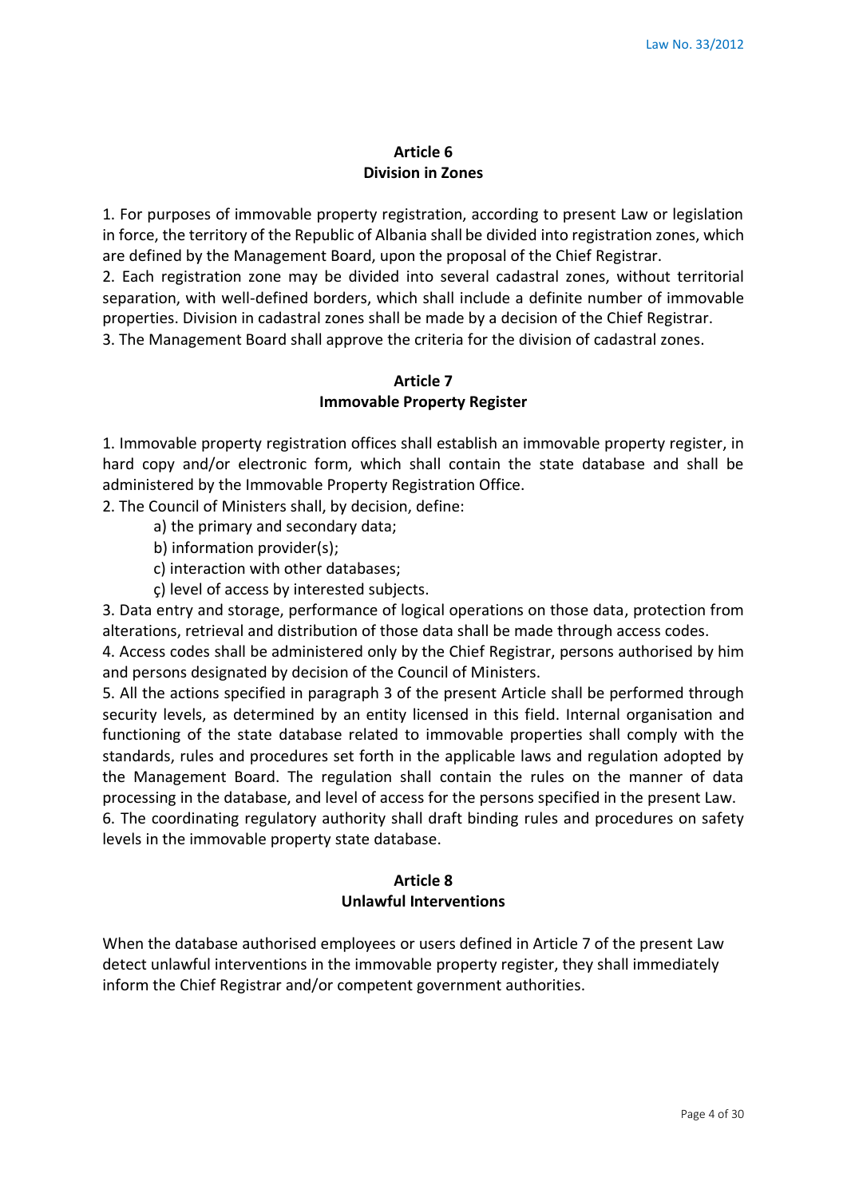## Article 6
## Division in Zones

1. For purposes of immovable property registration, according to present Law or legislation in force, the territory of the Republic of Albania shall be divided into registration zones, which are defined by the Management Board, upon the proposal of the Chief Registrar.
2. Each registration zone may be divided into several cadastral zones, without territorial separation, with well-defined borders, which shall include a definite number of immovable properties. Division in cadastral zones shall be made by a decision of the Chief Registrar.
3. The Management Board shall approve the criteria for the division of cadastral zones.

## Article 7
## Immovable Property Register

1. Immovable property registration offices shall establish an immovable property register, in hard copy and/or electronic form, which shall contain the state database and shall be administered by the Immovable Property Registration Office.
2. The Council of Ministers shall, by decision, define:
   a) the primary and secondary data;
   b) information provider(s);
   c) interaction with other databases;
   ç) level of access by interested subjects.
3. Data entry and storage, performance of logical operations on those data, protection from alterations, retrieval and distribution of those data shall be made through access codes.
4. Access codes shall be administered only by the Chief Registrar, persons authorised by him and persons designated by decision of the Council of Ministers.
5. All the actions specified in paragraph 3 of the present Article shall be performed through security levels, as determined by an entity licensed in this field. Internal organisation and functioning of the state database related to immovable properties shall comply with the standards, rules and procedures set forth in the applicable laws and regulation adopted by the Management Board. The regulation shall contain the rules on the manner of data processing in the database, and level of access for the persons specified in the present Law.
6. The coordinating regulatory authority shall draft binding rules and procedures on safety levels in the immovable property state database.

## Article 8
## Unlawful Interventions

When the database authorised employees or users defined in Article 7 of the present Law detect unlawful interventions in the immovable property register, they shall immediately inform the Chief Registrar and/or competent government authorities.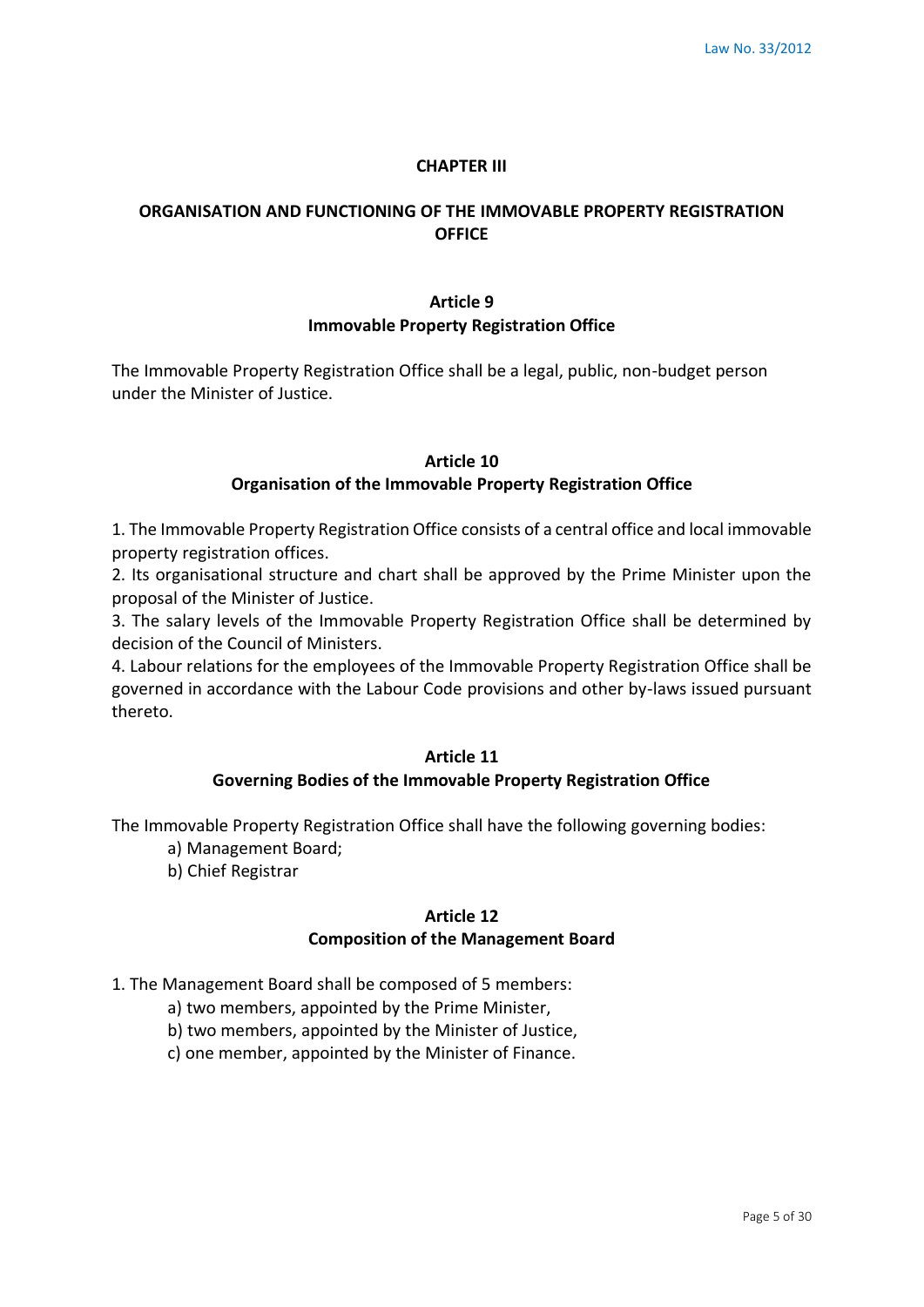## CHAPTER III

## ORGANISATION AND FUNCTIONING OF THE IMMOVABLE PROPERTY REGISTRATION OFFICE

### Article 9
### Immovable Property Registration Office

The Immovable Property Registration Office shall be a legal, public, non-budget person under the Minister of Justice.

### Article 10
### Organisation of the Immovable Property Registration Office

1. The Immovable Property Registration Office consists of a central office and local immovable property registration offices.
2. Its organisational structure and chart shall be approved by the Prime Minister upon the proposal of the Minister of Justice.
3. The salary levels of the Immovable Property Registration Office shall be determined by decision of the Council of Ministers.
4. Labour relations for the employees of the Immovable Property Registration Office shall be governed in accordance with the Labour Code provisions and other by-laws issued pursuant thereto.

### Article 11
### Governing Bodies of the Immovable Property Registration Office

The Immovable Property Registration Office shall have the following governing bodies:

a) Management Board;
b) Chief Registrar

### Article 12
### Composition of the Management Board

1. The Management Board shall be composed of 5 members:
   a) two members, appointed by the Prime Minister,
   b) two members, appointed by the Minister of Justice,
   c) one member, appointed by the Minister of Finance.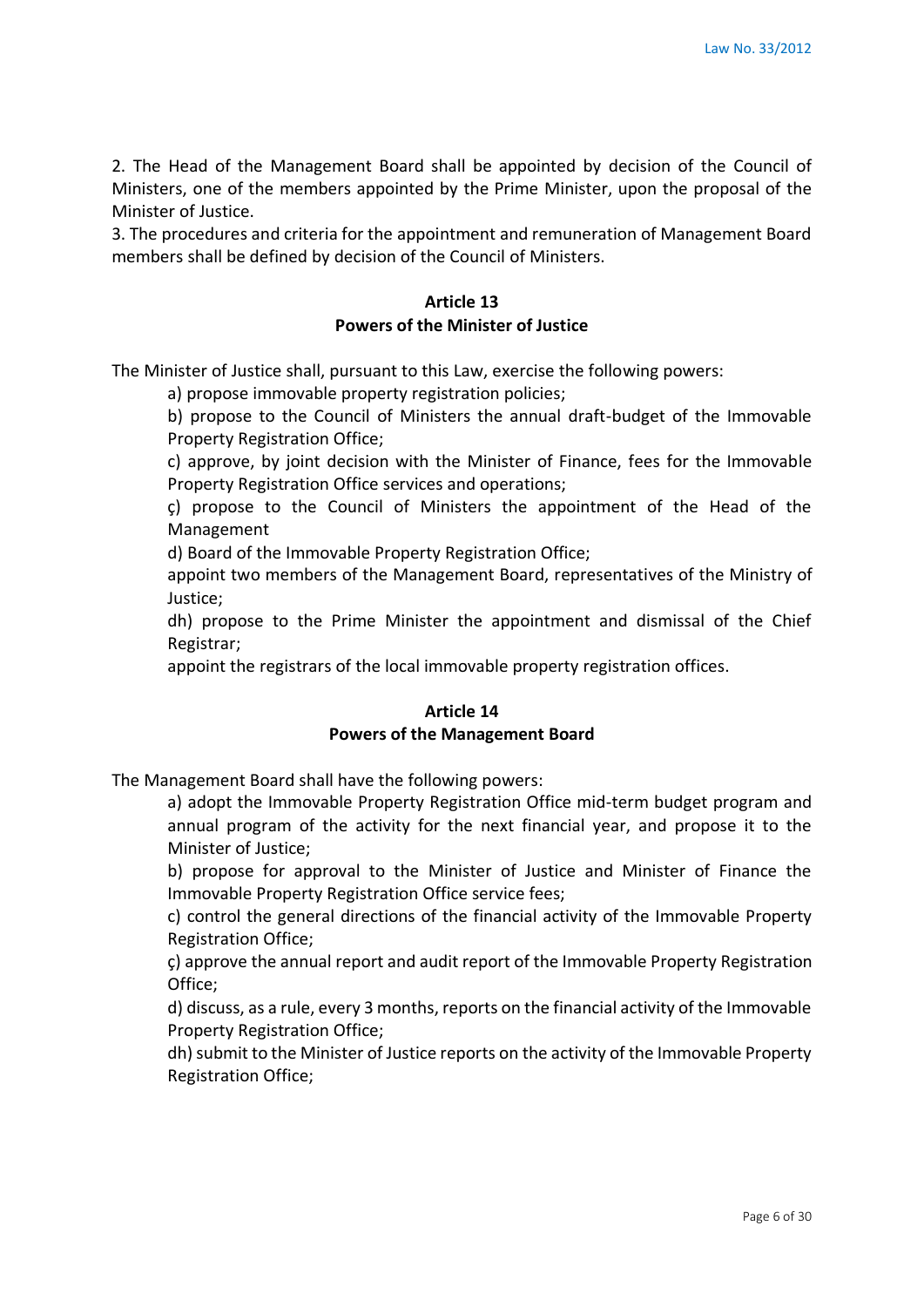2. The Head of the Management Board shall be appointed by decision of the Council of Ministers, one of the members appointed by the Prime Minister, upon the proposal of the Minister of Justice.

3. The procedures and criteria for the appointment and remuneration of Management Board members shall be defined by decision of the Council of Ministers.

### Article 13
### Powers of the Minister of Justice

The Minister of Justice shall, pursuant to this Law, exercise the following powers:

a) propose immovable property registration policies;

b) propose to the Council of Ministers the annual draft-budget of the Immovable Property Registration Office;

c) approve, by joint decision with the Minister of Finance, fees for the Immovable Property Registration Office services and operations;

ç) propose to the Council of Ministers the appointment of the Head of the Management

d) Board of the Immovable Property Registration Office;

appoint two members of the Management Board, representatives of the Ministry of Justice;

dh) propose to the Prime Minister the appointment and dismissal of the Chief Registrar;

appoint the registrars of the local immovable property registration offices.

### Article 14
### Powers of the Management Board

The Management Board shall have the following powers:

a) adopt the Immovable Property Registration Office mid-term budget program and annual program of the activity for the next financial year, and propose it to the Minister of Justice;

b) propose for approval to the Minister of Justice and Minister of Finance the Immovable Property Registration Office service fees;

c) control the general directions of the financial activity of the Immovable Property Registration Office;

ç) approve the annual report and audit report of the Immovable Property Registration Office;

d) discuss, as a rule, every 3 months, reports on the financial activity of the Immovable Property Registration Office;

dh) submit to the Minister of Justice reports on the activity of the Immovable Property Registration Office;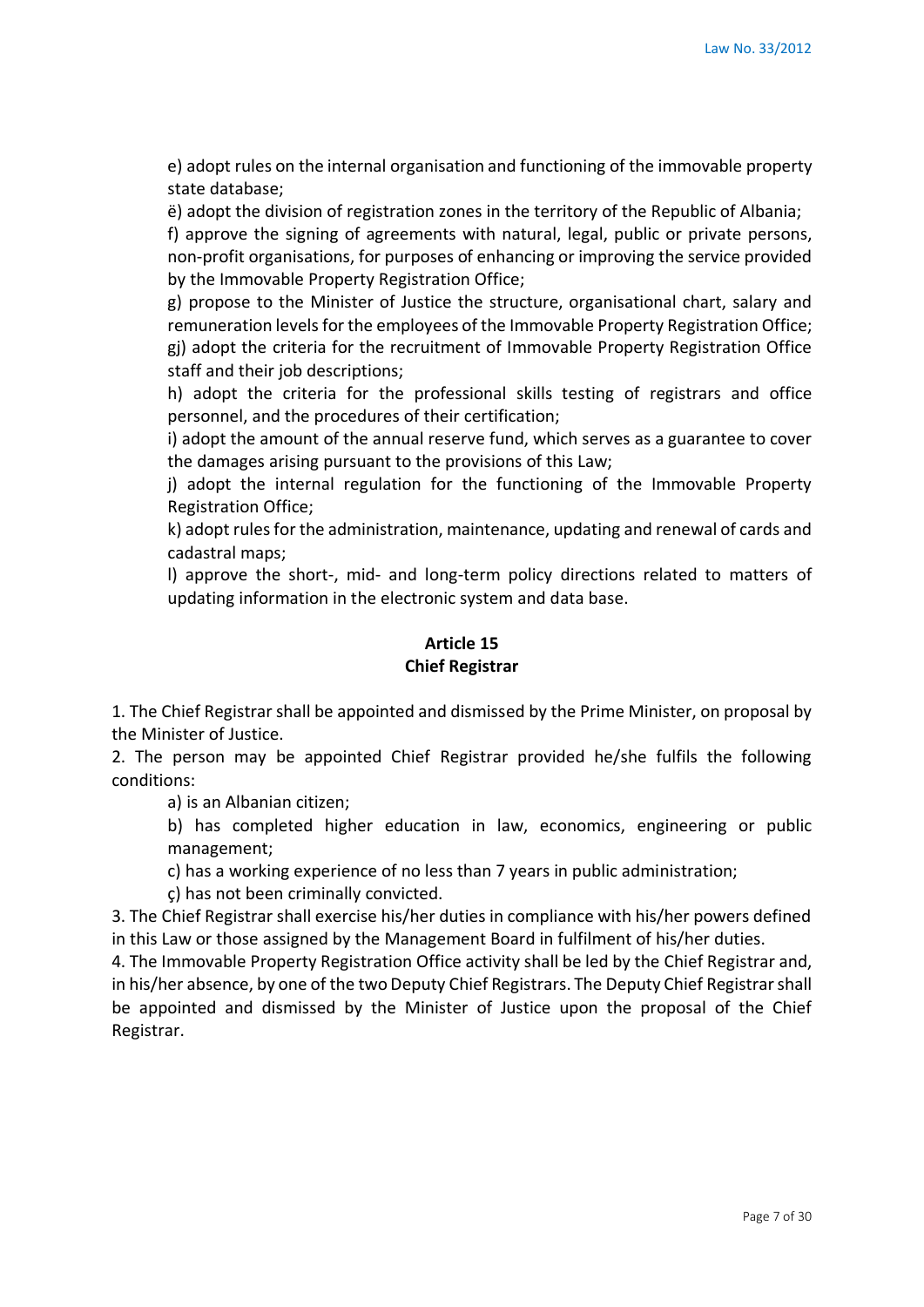e) adopt rules on the internal organisation and functioning of the immovable property state database;

ë) adopt the division of registration zones in the territory of the Republic of Albania;

f) approve the signing of agreements with natural, legal, public or private persons, non-profit organisations, for purposes of enhancing or improving the service provided by the Immovable Property Registration Office;

g) propose to the Minister of Justice the structure, organisational chart, salary and remuneration levels for the employees of the Immovable Property Registration Office;

gj) adopt the criteria for the recruitment of Immovable Property Registration Office staff and their job descriptions;

h) adopt the criteria for the professional skills testing of registrars and office personnel, and the procedures of their certification;

i) adopt the amount of the annual reserve fund, which serves as a guarantee to cover the damages arising pursuant to the provisions of this Law;

j) adopt the internal regulation for the functioning of the Immovable Property Registration Office;

k) adopt rules for the administration, maintenance, updating and renewal of cards and cadastral maps;

l) approve the short-, mid- and long-term policy directions related to matters of updating information in the electronic system and data base.

## Article 15
## Chief Registrar

1. The Chief Registrar shall be appointed and dismissed by the Prime Minister, on proposal by the Minister of Justice.

2. The person may be appointed Chief Registrar provided he/she fulfils the following conditions:

   a) is an Albanian citizen;

   b) has completed higher education in law, economics, engineering or public management;

   c) has a working experience of no less than 7 years in public administration;

   ç) has not been criminally convicted.

3. The Chief Registrar shall exercise his/her duties in compliance with his/her powers defined in this Law or those assigned by the Management Board in fulfilment of his/her duties.

4. The Immovable Property Registration Office activity shall be led by the Chief Registrar and, in his/her absence, by one of the two Deputy Chief Registrars. The Deputy Chief Registrar shall be appointed and dismissed by the Minister of Justice upon the proposal of the Chief Registrar.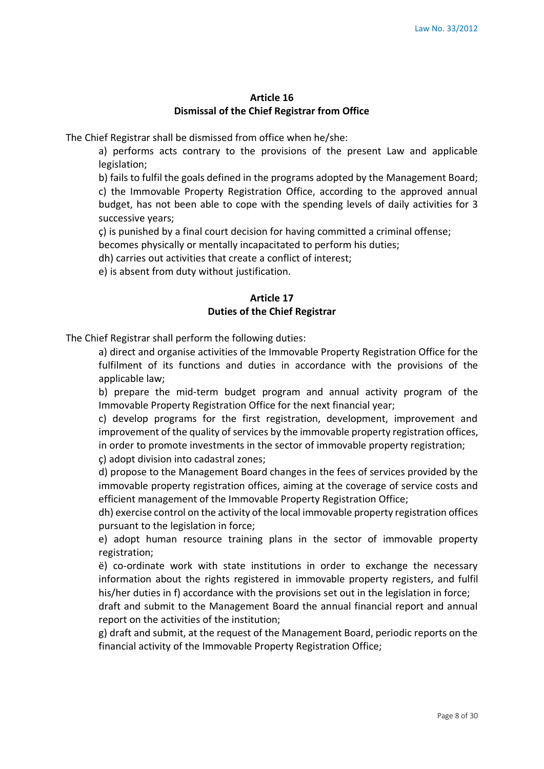### Article 16
### Dismissal of the Chief Registrar from Office

The Chief Registrar shall be dismissed from office when he/she:

a) performs acts contrary to the provisions of the present Law and applicable legislation;

b) fails to fulfil the goals defined in the programs adopted by the Management Board;

c) the Immovable Property Registration Office, according to the approved annual budget, has not been able to cope with the spending levels of daily activities for 3 successive years;

ç) is punished by a final court decision for having committed a criminal offense;

becomes physically or mentally incapacitated to perform his duties;

dh) carries out activities that create a conflict of interest;

e) is absent from duty without justification.

### Article 17
### Duties of the Chief Registrar

The Chief Registrar shall perform the following duties:

a) direct and organise activities of the Immovable Property Registration Office for the fulfilment of its functions and duties in accordance with the provisions of the applicable law;

b) prepare the mid-term budget program and annual activity program of the Immovable Property Registration Office for the next financial year;

c) develop programs for the first registration, development, improvement and improvement of the quality of services by the immovable property registration offices, in order to promote investments in the sector of immovable property registration;

ç) adopt division into cadastral zones;

d) propose to the Management Board changes in the fees of services provided by the immovable property registration offices, aiming at the coverage of service costs and efficient management of the Immovable Property Registration Office;

dh) exercise control on the activity of the local immovable property registration offices pursuant to the legislation in force;

e) adopt human resource training plans in the sector of immovable property registration;

ë) co-ordinate work with state institutions in order to exchange the necessary information about the rights registered in immovable property registers, and fulfil his/her duties in f) accordance with the provisions set out in the legislation in force;

draft and submit to the Management Board the annual financial report and annual report on the activities of the institution;

g) draft and submit, at the request of the Management Board, periodic reports on the financial activity of the Immovable Property Registration Office;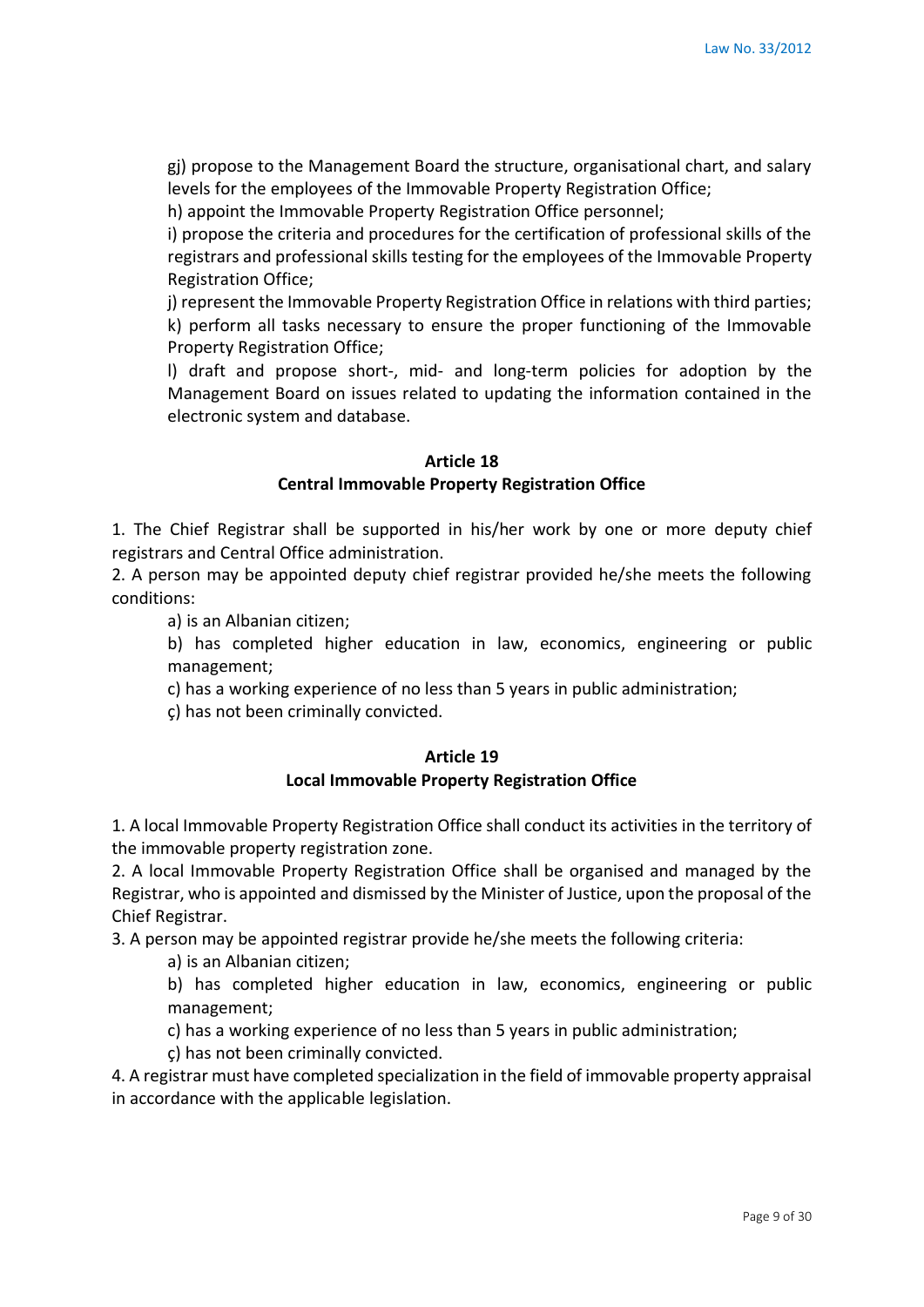gj) propose to the Management Board the structure, organisational chart, and salary levels for the employees of the Immovable Property Registration Office;

h) appoint the Immovable Property Registration Office personnel;

i) propose the criteria and procedures for the certification of professional skills of the registrars and professional skills testing for the employees of the Immovable Property Registration Office;

j) represent the Immovable Property Registration Office in relations with third parties;

k) perform all tasks necessary to ensure the proper functioning of the Immovable Property Registration Office;

l) draft and propose short-, mid- and long-term policies for adoption by the Management Board on issues related to updating the information contained in the electronic system and database.

**Article 18**
**Central Immovable Property Registration Office**

1. The Chief Registrar shall be supported in his/her work by one or more deputy chief registrars and Central Office administration.

2. A person may be appointed deputy chief registrar provided he/she meets the following conditions:

a) is an Albanian citizen;

b) has completed higher education in law, economics, engineering or public management;

c) has a working experience of no less than 5 years in public administration;

ç) has not been criminally convicted.

**Article 19**
**Local Immovable Property Registration Office**

1. A local Immovable Property Registration Office shall conduct its activities in the territory of the immovable property registration zone.

2. A local Immovable Property Registration Office shall be organised and managed by the Registrar, who is appointed and dismissed by the Minister of Justice, upon the proposal of the Chief Registrar.

3. A person may be appointed registrar provide he/she meets the following criteria:

a) is an Albanian citizen;

b) has completed higher education in law, economics, engineering or public management;

c) has a working experience of no less than 5 years in public administration;

ç) has not been criminally convicted.

4. A registrar must have completed specialization in the field of immovable property appraisal in accordance with the applicable legislation.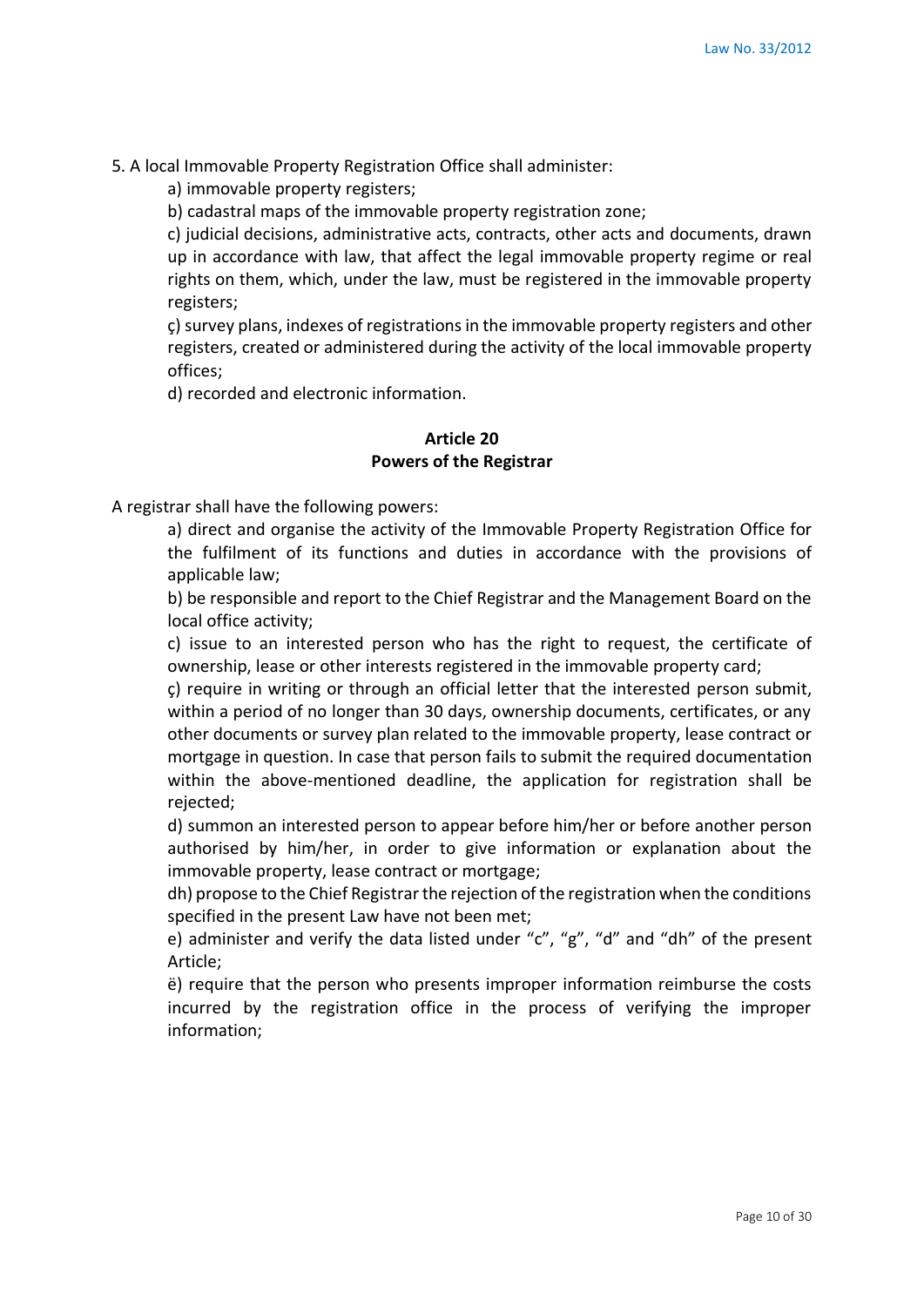5. A local Immovable Property Registration Office shall administer:

a) immovable property registers;

b) cadastral maps of the immovable property registration zone;

c) judicial decisions, administrative acts, contracts, other acts and documents, drawn up in accordance with law, that affect the legal immovable property regime or real rights on them, which, under the law, must be registered in the immovable property registers;

ç) survey plans, indexes of registrations in the immovable property registers and other registers, created or administered during the activity of the local immovable property offices;

d) recorded and electronic information.

**Article 20**
**Powers of the Registrar**

A registrar shall have the following powers:

a) direct and organise the activity of the Immovable Property Registration Office for the fulfilment of its functions and duties in accordance with the provisions of applicable law;

b) be responsible and report to the Chief Registrar and the Management Board on the local office activity;

c) issue to an interested person who has the right to request, the certificate of ownership, lease or other interests registered in the immovable property card;

ç) require in writing or through an official letter that the interested person submit, within a period of no longer than 30 days, ownership documents, certificates, or any other documents or survey plan related to the immovable property, lease contract or mortgage in question. In case that person fails to submit the required documentation within the above-mentioned deadline, the application for registration shall be rejected;

d) summon an interested person to appear before him/her or before another person authorised by him/her, in order to give information or explanation about the immovable property, lease contract or mortgage;

dh) propose to the Chief Registrar the rejection of the registration when the conditions specified in the present Law have not been met;

e) administer and verify the data listed under "c", "g", "d" and "dh" of the present Article;

ë) require that the person who presents improper information reimburse the costs incurred by the registration office in the process of verifying the improper information;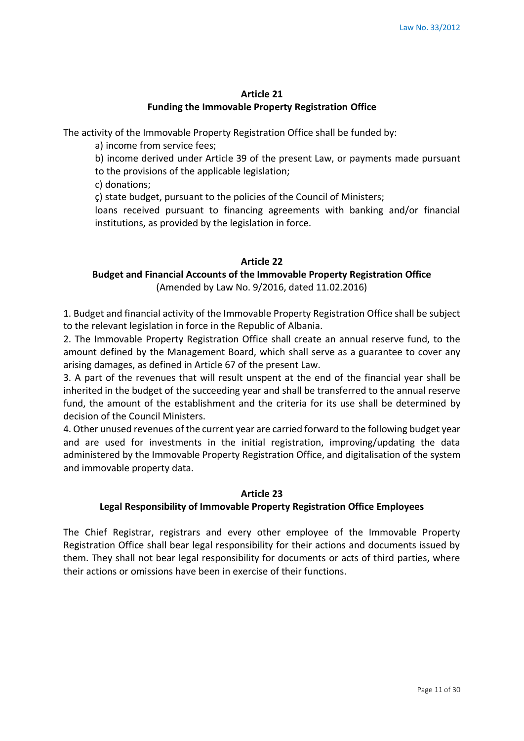**Article 21**
**Funding the Immovable Property Registration Office**

The activity of the Immovable Property Registration Office shall be funded by:

a) income from service fees;

b) income derived under Article 39 of the present Law, or payments made pursuant to the provisions of the applicable legislation;

c) donations;

ç) state budget, pursuant to the policies of the Council of Ministers;

loans received pursuant to financing agreements with banking and/or financial institutions, as provided by the legislation in force.

**Article 22**
**Budget and Financial Accounts of the Immovable Property Registration Office**
(Amended by Law No. 9/2016, dated 11.02.2016)

1. Budget and financial activity of the Immovable Property Registration Office shall be subject to the relevant legislation in force in the Republic of Albania.
2. The Immovable Property Registration Office shall create an annual reserve fund, to the amount defined by the Management Board, which shall serve as a guarantee to cover any arising damages, as defined in Article 67 of the present Law.
3. A part of the revenues that will result unspent at the end of the financial year shall be inherited in the budget of the succeeding year and shall be transferred to the annual reserve fund, the amount of the establishment and the criteria for its use shall be determined by decision of the Council Ministers.
4. Other unused revenues of the current year are carried forward to the following budget year and are used for investments in the initial registration, improving/updating the data administered by the Immovable Property Registration Office, and digitalisation of the system and immovable property data.

**Article 23**
**Legal Responsibility of Immovable Property Registration Office Employees**

The Chief Registrar, registrars and every other employee of the Immovable Property Registration Office shall bear legal responsibility for their actions and documents issued by them. They shall not bear legal responsibility for documents or acts of third parties, where their actions or omissions have been in exercise of their functions.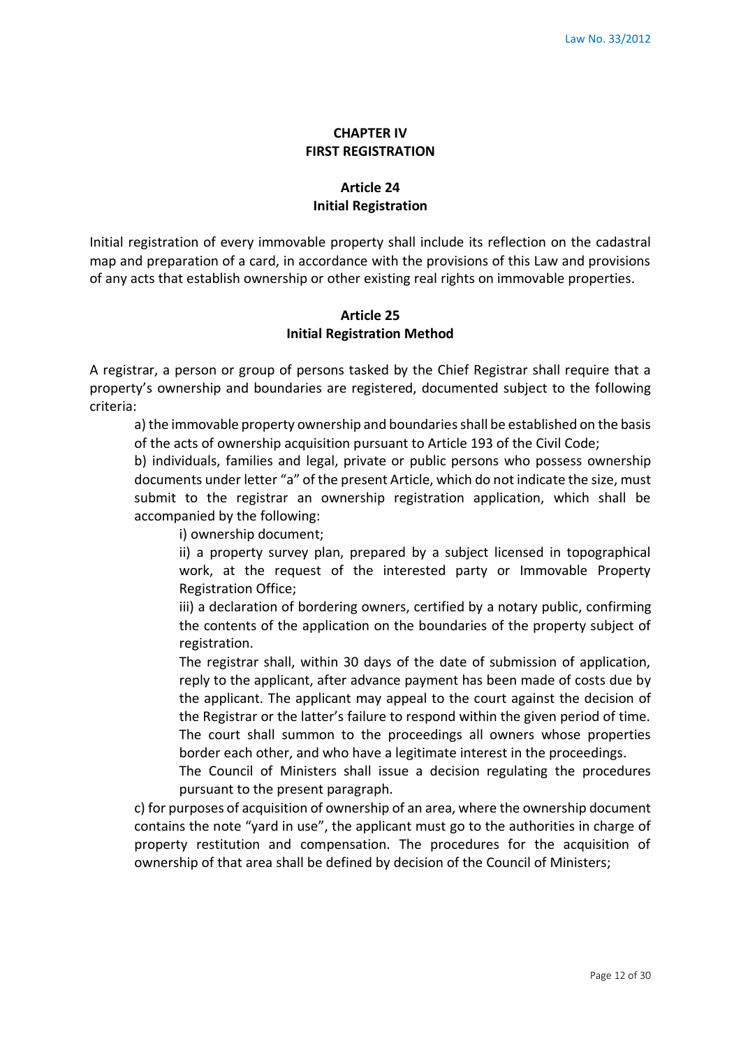## CHAPTER IV
## FIRST REGISTRATION

### Article 24
### Initial Registration

Initial registration of every immovable property shall include its reflection on the cadastral map and preparation of a card, in accordance with the provisions of this Law and provisions of any acts that establish ownership or other existing real rights on immovable properties.

### Article 25
### Initial Registration Method

A registrar, a person or group of persons tasked by the Chief Registrar shall require that a property's ownership and boundaries are registered, documented subject to the following criteria:

a) the immovable property ownership and boundaries shall be established on the basis of the acts of ownership acquisition pursuant to Article 193 of the Civil Code;

b) individuals, families and legal, private or public persons who possess ownership documents under letter "a" of the present Article, which do not indicate the size, must submit to the registrar an ownership registration application, which shall be accompanied by the following:

i) ownership document;

ii) a property survey plan, prepared by a subject licensed in topographical work, at the request of the interested party or Immovable Property Registration Office;

iii) a declaration of bordering owners, certified by a notary public, confirming the contents of the application on the boundaries of the property subject of registration.

The registrar shall, within 30 days of the date of submission of application, reply to the applicant, after advance payment has been made of costs due by the applicant. The applicant may appeal to the court against the decision of the Registrar or the latter's failure to respond within the given period of time. The court shall summon to the proceedings all owners whose properties border each other, and who have a legitimate interest in the proceedings.

The Council of Ministers shall issue a decision regulating the procedures pursuant to the present paragraph.

c) for purposes of acquisition of ownership of an area, where the ownership document contains the note "yard in use", the applicant must go to the authorities in charge of property restitution and compensation. The procedures for the acquisition of ownership of that area shall be defined by decision of the Council of Ministers;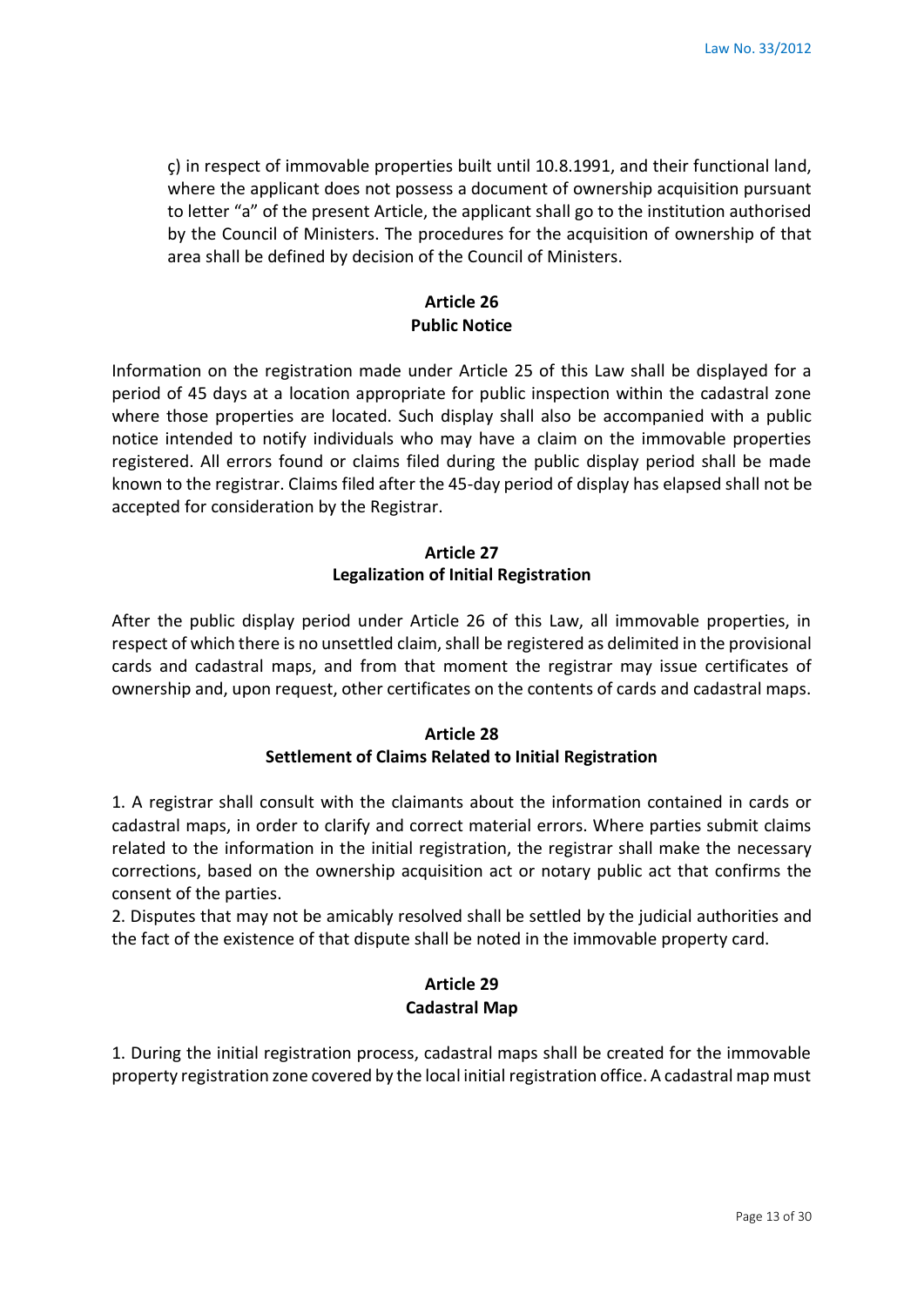ç) in respect of immovable properties built until 10.8.1991, and their functional land, where the applicant does not possess a document of ownership acquisition pursuant to letter "a" of the present Article, the applicant shall go to the institution authorised by the Council of Ministers. The procedures for the acquisition of ownership of that area shall be defined by decision of the Council of Ministers.

**Article 26**
**Public Notice**

Information on the registration made under Article 25 of this Law shall be displayed for a period of 45 days at a location appropriate for public inspection within the cadastral zone where those properties are located. Such display shall also be accompanied with a public notice intended to notify individuals who may have a claim on the immovable properties registered. All errors found or claims filed during the public display period shall be made known to the registrar. Claims filed after the 45-day period of display has elapsed shall not be accepted for consideration by the Registrar.

**Article 27**
**Legalization of Initial Registration**

After the public display period under Article 26 of this Law, all immovable properties, in respect of which there is no unsettled claim, shall be registered as delimited in the provisional cards and cadastral maps, and from that moment the registrar may issue certificates of ownership and, upon request, other certificates on the contents of cards and cadastral maps.

**Article 28**
**Settlement of Claims Related to Initial Registration**

1. A registrar shall consult with the claimants about the information contained in cards or cadastral maps, in order to clarify and correct material errors. Where parties submit claims related to the information in the initial registration, the registrar shall make the necessary corrections, based on the ownership acquisition act or notary public act that confirms the consent of the parties.
2. Disputes that may not be amicably resolved shall be settled by the judicial authorities and the fact of the existence of that dispute shall be noted in the immovable property card.

**Article 29**
**Cadastral Map**

1. During the initial registration process, cadastral maps shall be created for the immovable property registration zone covered by the local initial registration office. A cadastral map must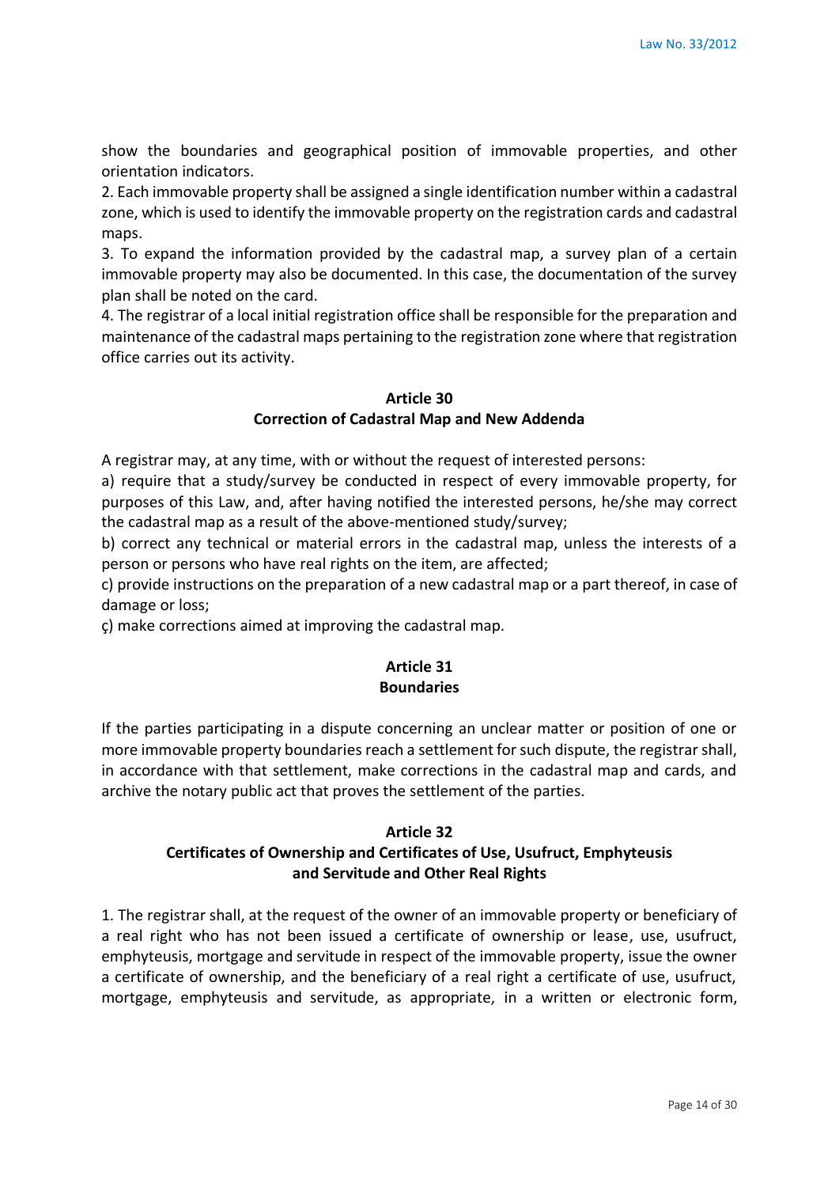show the boundaries and geographical position of immovable properties, and other orientation indicators.

2. Each immovable property shall be assigned a single identification number within a cadastral zone, which is used to identify the immovable property on the registration cards and cadastral maps.

3. To expand the information provided by the cadastral map, a survey plan of a certain immovable property may also be documented. In this case, the documentation of the survey plan shall be noted on the card.

4. The registrar of a local initial registration office shall be responsible for the preparation and maintenance of the cadastral maps pertaining to the registration zone where that registration office carries out its activity.

**Article 30**
**Correction of Cadastral Map and New Addenda**

A registrar may, at any time, with or without the request of interested persons:

a) require that a study/survey be conducted in respect of every immovable property, for purposes of this Law, and, after having notified the interested persons, he/she may correct the cadastral map as a result of the above-mentioned study/survey;

b) correct any technical or material errors in the cadastral map, unless the interests of a person or persons who have real rights on the item, are affected;

c) provide instructions on the preparation of a new cadastral map or a part thereof, in case of damage or loss;

ç) make corrections aimed at improving the cadastral map.

**Article 31**
**Boundaries**

If the parties participating in a dispute concerning an unclear matter or position of one or more immovable property boundaries reach a settlement for such dispute, the registrar shall, in accordance with that settlement, make corrections in the cadastral map and cards, and archive the notary public act that proves the settlement of the parties.

**Article 32**
**Certificates of Ownership and Certificates of Use, Usufruct, Emphyteusis and Servitude and Other Real Rights**

1. The registrar shall, at the request of the owner of an immovable property or beneficiary of a real right who has not been issued a certificate of ownership or lease, use, usufruct, emphyteusis, mortgage and servitude in respect of the immovable property, issue the owner a certificate of ownership, and the beneficiary of a real right a certificate of use, usufruct, mortgage, emphyteusis and servitude, as appropriate, in a written or electronic form,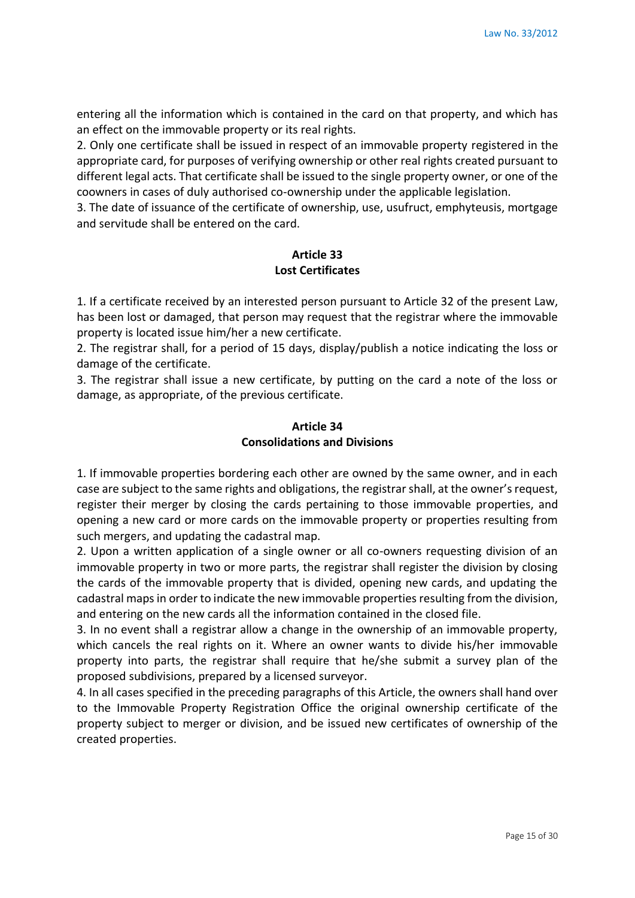entering all the information which is contained in the card on that property, and which has an effect on the immovable property or its real rights.

2. Only one certificate shall be issued in respect of an immovable property registered in the appropriate card, for purposes of verifying ownership or other real rights created pursuant to different legal acts. That certificate shall be issued to the single property owner, or one of the coowners in cases of duly authorised co-ownership under the applicable legislation.

3. The date of issuance of the certificate of ownership, use, usufruct, emphyteusis, mortgage and servitude shall be entered on the card.

**Article 33**
**Lost Certificates**

1. If a certificate received by an interested person pursuant to Article 32 of the present Law, has been lost or damaged, that person may request that the registrar where the immovable property is located issue him/her a new certificate.

2. The registrar shall, for a period of 15 days, display/publish a notice indicating the loss or damage of the certificate.

3. The registrar shall issue a new certificate, by putting on the card a note of the loss or damage, as appropriate, of the previous certificate.

**Article 34**
**Consolidations and Divisions**

1. If immovable properties bordering each other are owned by the same owner, and in each case are subject to the same rights and obligations, the registrar shall, at the owner's request, register their merger by closing the cards pertaining to those immovable properties, and opening a new card or more cards on the immovable property or properties resulting from such mergers, and updating the cadastral map.

2. Upon a written application of a single owner or all co-owners requesting division of an immovable property in two or more parts, the registrar shall register the division by closing the cards of the immovable property that is divided, opening new cards, and updating the cadastral maps in order to indicate the new immovable properties resulting from the division, and entering on the new cards all the information contained in the closed file.

3. In no event shall a registrar allow a change in the ownership of an immovable property, which cancels the real rights on it. Where an owner wants to divide his/her immovable property into parts, the registrar shall require that he/she submit a survey plan of the proposed subdivisions, prepared by a licensed surveyor.

4. In all cases specified in the preceding paragraphs of this Article, the owners shall hand over to the Immovable Property Registration Office the original ownership certificate of the property subject to merger or division, and be issued new certificates of ownership of the created properties.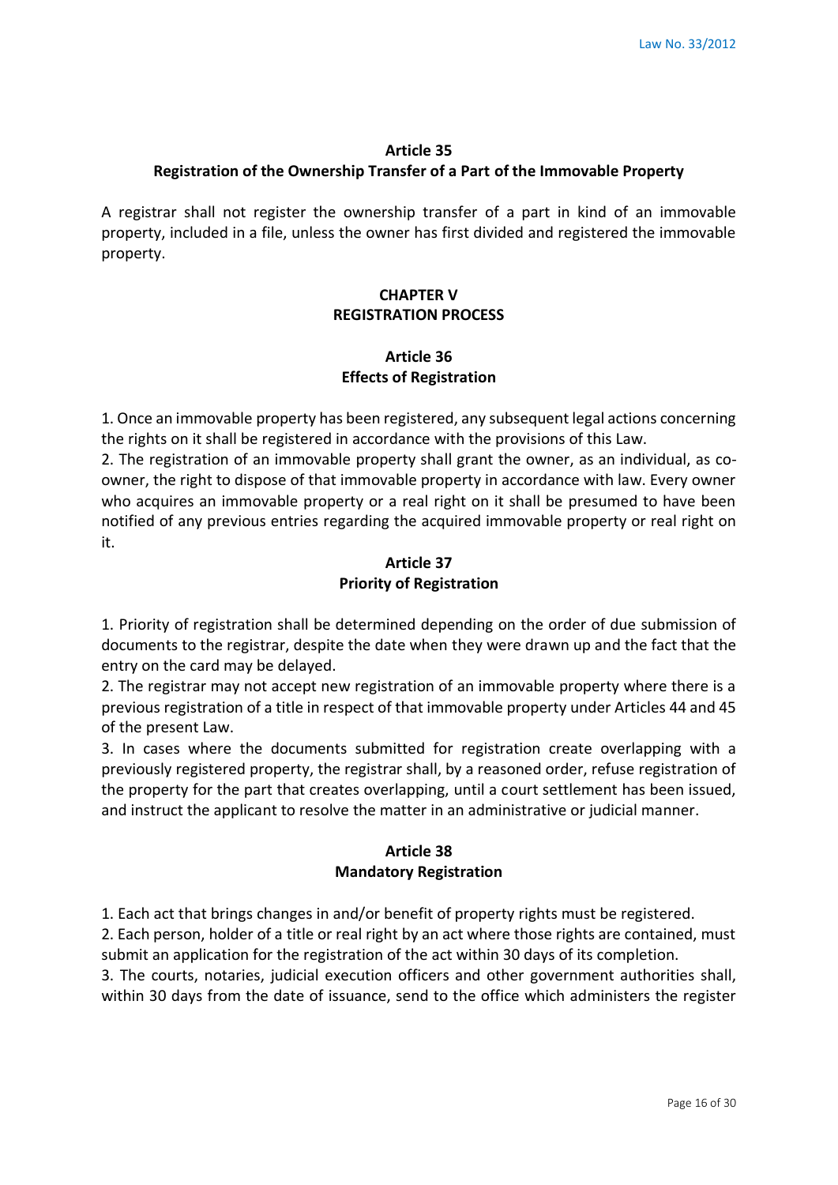## Article 35
## Registration of the Ownership Transfer of a Part of the Immovable Property

A registrar shall not register the ownership transfer of a part in kind of an immovable property, included in a file, unless the owner has first divided and registered the immovable property.

# CHAPTER V
# REGISTRATION PROCESS

## Article 36
## Effects of Registration

1. Once an immovable property has been registered, any subsequent legal actions concerning the rights on it shall be registered in accordance with the provisions of this Law.
2. The registration of an immovable property shall grant the owner, as an individual, as co-owner, the right to dispose of that immovable property in accordance with law. Every owner who acquires an immovable property or a real right on it shall be presumed to have been notified of any previous entries regarding the acquired immovable property or real right on it.

## Article 37
## Priority of Registration

1. Priority of registration shall be determined depending on the order of due submission of documents to the registrar, despite the date when they were drawn up and the fact that the entry on the card may be delayed.
2. The registrar may not accept new registration of an immovable property where there is a previous registration of a title in respect of that immovable property under Articles 44 and 45 of the present Law.
3. In cases where the documents submitted for registration create overlapping with a previously registered property, the registrar shall, by a reasoned order, refuse registration of the property for the part that creates overlapping, until a court settlement has been issued, and instruct the applicant to resolve the matter in an administrative or judicial manner.

## Article 38
## Mandatory Registration

1. Each act that brings changes in and/or benefit of property rights must be registered.
2. Each person, holder of a title or real right by an act where those rights are contained, must submit an application for the registration of the act within 30 days of its completion.
3. The courts, notaries, judicial execution officers and other government authorities shall, within 30 days from the date of issuance, send to the office which administers the register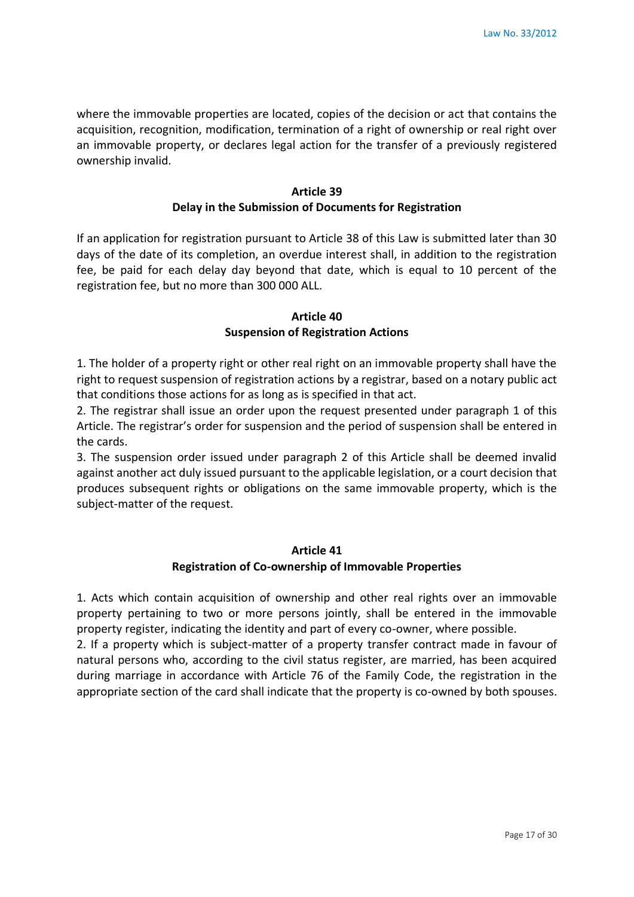where the immovable properties are located, copies of the decision or act that contains the acquisition, recognition, modification, termination of a right of ownership or real right over an immovable property, or declares legal action for the transfer of a previously registered ownership invalid.

**Article 39**
**Delay in the Submission of Documents for Registration**

If an application for registration pursuant to Article 38 of this Law is submitted later than 30 days of the date of its completion, an overdue interest shall, in addition to the registration fee, be paid for each delay day beyond that date, which is equal to 10 percent of the registration fee, but no more than 300 000 ALL.

**Article 40**
**Suspension of Registration Actions**

1. The holder of a property right or other real right on an immovable property shall have the right to request suspension of registration actions by a registrar, based on a notary public act that conditions those actions for as long as is specified in that act.
2. The registrar shall issue an order upon the request presented under paragraph 1 of this Article. The registrar's order for suspension and the period of suspension shall be entered in the cards.
3. The suspension order issued under paragraph 2 of this Article shall be deemed invalid against another act duly issued pursuant to the applicable legislation, or a court decision that produces subsequent rights or obligations on the same immovable property, which is the subject-matter of the request.

**Article 41**
**Registration of Co-ownership of Immovable Properties**

1. Acts which contain acquisition of ownership and other real rights over an immovable property pertaining to two or more persons jointly, shall be entered in the immovable property register, indicating the identity and part of every co-owner, where possible.
2. If a property which is subject-matter of a property transfer contract made in favour of natural persons who, according to the civil status register, are married, has been acquired during marriage in accordance with Article 76 of the Family Code, the registration in the appropriate section of the card shall indicate that the property is co-owned by both spouses.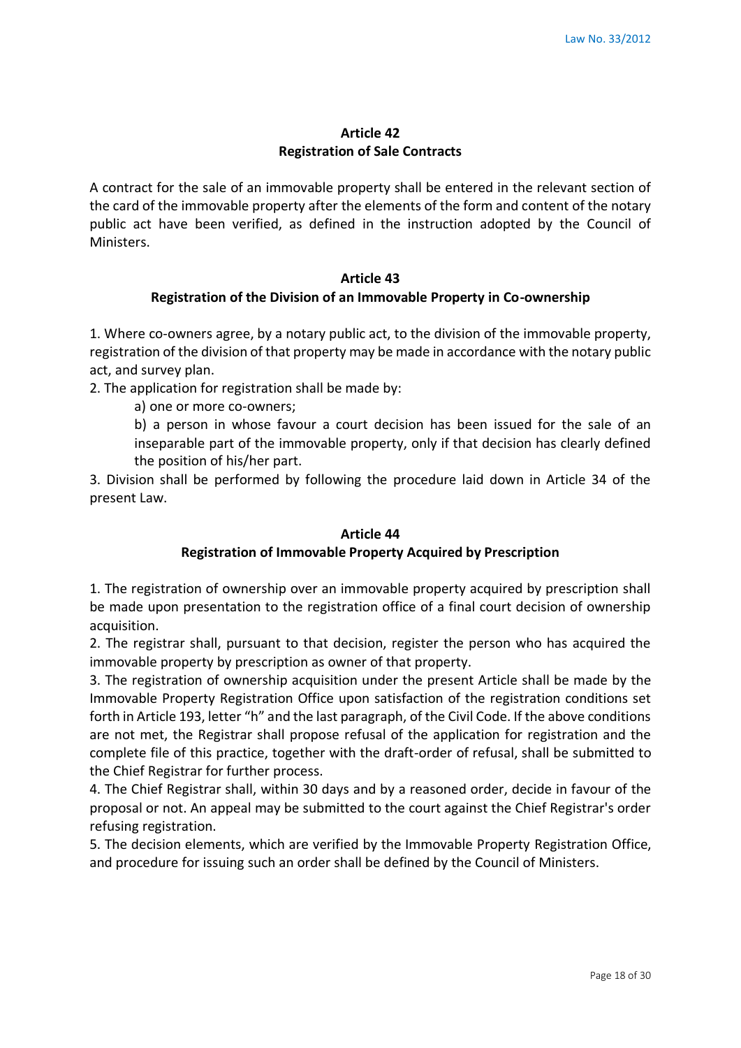## Article 42
## Registration of Sale Contracts

A contract for the sale of an immovable property shall be entered in the relevant section of the card of the immovable property after the elements of the form and content of the notary public act have been verified, as defined in the instruction adopted by the Council of Ministers.

## Article 43
## Registration of the Division of an Immovable Property in Co-ownership

1. Where co-owners agree, by a notary public act, to the division of the immovable property, registration of the division of that property may be made in accordance with the notary public act, and survey plan.

2. The application for registration shall be made by:

   a) one or more co-owners;

   b) a person in whose favour a court decision has been issued for the sale of an inseparable part of the immovable property, only if that decision has clearly defined the position of his/her part.

3. Division shall be performed by following the procedure laid down in Article 34 of the present Law.

## Article 44
## Registration of Immovable Property Acquired by Prescription

1. The registration of ownership over an immovable property acquired by prescription shall be made upon presentation to the registration office of a final court decision of ownership acquisition.

2. The registrar shall, pursuant to that decision, register the person who has acquired the immovable property by prescription as owner of that property.

3. The registration of ownership acquisition under the present Article shall be made by the Immovable Property Registration Office upon satisfaction of the registration conditions set forth in Article 193, letter "h" and the last paragraph, of the Civil Code. If the above conditions are not met, the Registrar shall propose refusal of the application for registration and the complete file of this practice, together with the draft-order of refusal, shall be submitted to the Chief Registrar for further process.

4. The Chief Registrar shall, within 30 days and by a reasoned order, decide in favour of the proposal or not. An appeal may be submitted to the court against the Chief Registrar's order refusing registration.

5. The decision elements, which are verified by the Immovable Property Registration Office, and procedure for issuing such an order shall be defined by the Council of Ministers.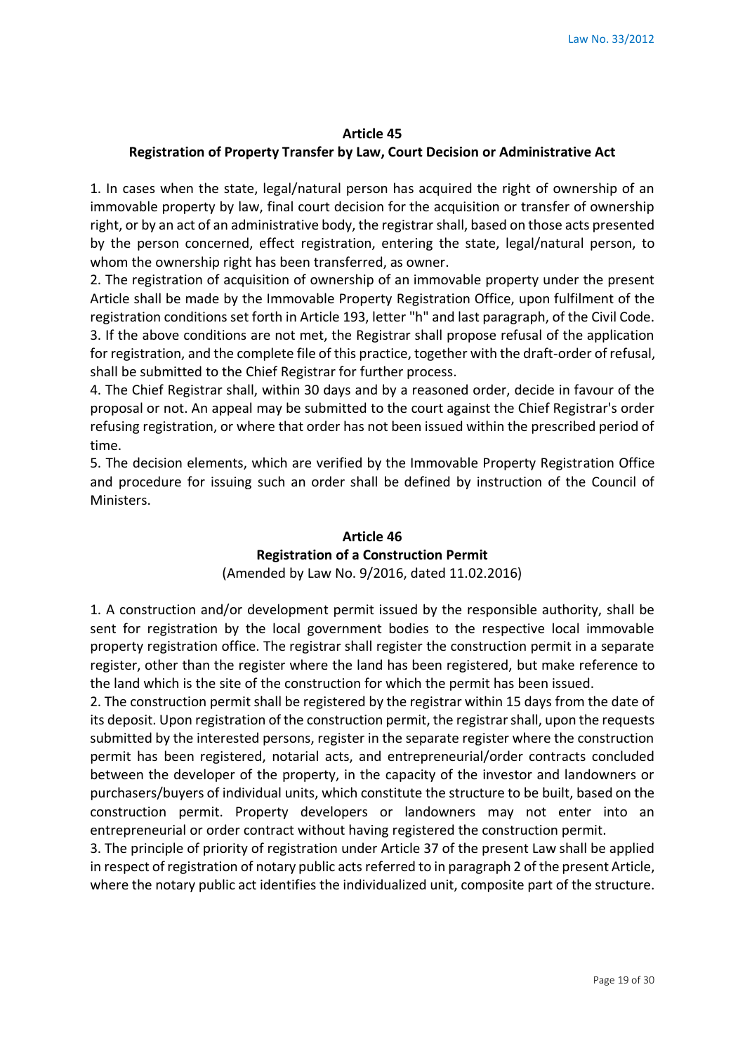## Article 45
## Registration of Property Transfer by Law, Court Decision or Administrative Act

1. In cases when the state, legal/natural person has acquired the right of ownership of an immovable property by law, final court decision for the acquisition or transfer of ownership right, or by an act of an administrative body, the registrar shall, based on those acts presented by the person concerned, effect registration, entering the state, legal/natural person, to whom the ownership right has been transferred, as owner.
2. The registration of acquisition of ownership of an immovable property under the present Article shall be made by the Immovable Property Registration Office, upon fulfilment of the registration conditions set forth in Article 193, letter "h" and last paragraph, of the Civil Code.
3. If the above conditions are not met, the Registrar shall propose refusal of the application for registration, and the complete file of this practice, together with the draft-order of refusal, shall be submitted to the Chief Registrar for further process.
4. The Chief Registrar shall, within 30 days and by a reasoned order, decide in favour of the proposal or not. An appeal may be submitted to the court against the Chief Registrar's order refusing registration, or where that order has not been issued within the prescribed period of time.
5. The decision elements, which are verified by the Immovable Property Registration Office and procedure for issuing such an order shall be defined by instruction of the Council of Ministers.

## Article 46
## Registration of a Construction Permit

(Amended by Law No. 9/2016, dated 11.02.2016)

1. A construction and/or development permit issued by the responsible authority, shall be sent for registration by the local government bodies to the respective local immovable property registration office. The registrar shall register the construction permit in a separate register, other than the register where the land has been registered, but make reference to the land which is the site of the construction for which the permit has been issued.
2. The construction permit shall be registered by the registrar within 15 days from the date of its deposit. Upon registration of the construction permit, the registrar shall, upon the requests submitted by the interested persons, register in the separate register where the construction permit has been registered, notarial acts, and entrepreneurial/order contracts concluded between the developer of the property, in the capacity of the investor and landowners or purchasers/buyers of individual units, which constitute the structure to be built, based on the construction permit. Property developers or landowners may not enter into an entrepreneurial or order contract without having registered the construction permit.
3. The principle of priority of registration under Article 37 of the present Law shall be applied in respect of registration of notary public acts referred to in paragraph 2 of the present Article, where the notary public act identifies the individualized unit, composite part of the structure.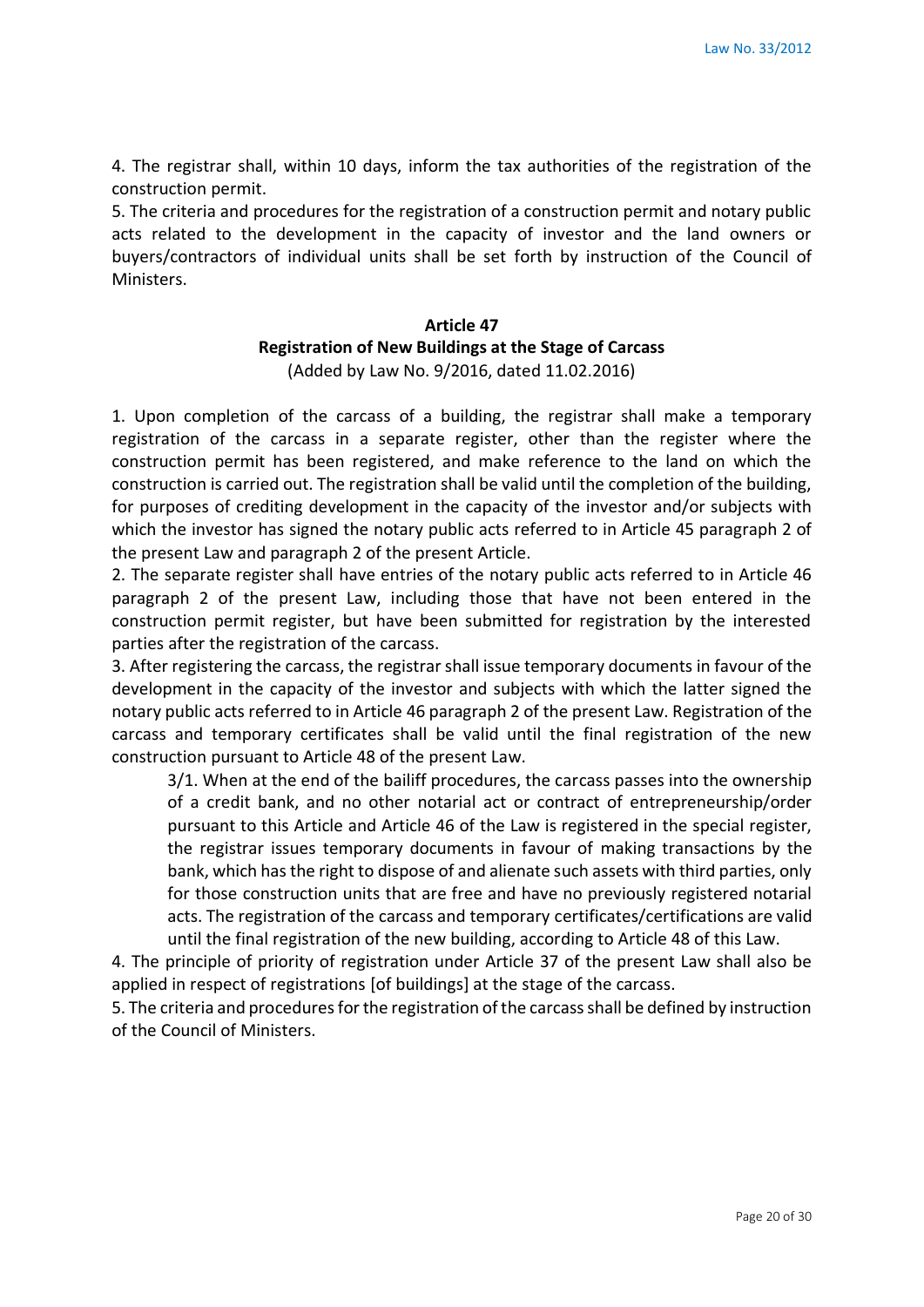4. The registrar shall, within 10 days, inform the tax authorities of the registration of the construction permit.

5. The criteria and procedures for the registration of a construction permit and notary public acts related to the development in the capacity of investor and the land owners or buyers/contractors of individual units shall be set forth by instruction of the Council of Ministers.

### Article 47
### Registration of New Buildings at the Stage of Carcass

(Added by Law No. 9/2016, dated 11.02.2016)

1. Upon completion of the carcass of a building, the registrar shall make a temporary registration of the carcass in a separate register, other than the register where the construction permit has been registered, and make reference to the land on which the construction is carried out. The registration shall be valid until the completion of the building, for purposes of crediting development in the capacity of the investor and/or subjects with which the investor has signed the notary public acts referred to in Article 45 paragraph 2 of the present Law and paragraph 2 of the present Article.

2. The separate register shall have entries of the notary public acts referred to in Article 46 paragraph 2 of the present Law, including those that have not been entered in the construction permit register, but have been submitted for registration by the interested parties after the registration of the carcass.

3. After registering the carcass, the registrar shall issue temporary documents in favour of the development in the capacity of the investor and subjects with which the latter signed the notary public acts referred to in Article 46 paragraph 2 of the present Law. Registration of the carcass and temporary certificates shall be valid until the final registration of the new construction pursuant to Article 48 of the present Law.

> 3/1. When at the end of the bailiff procedures, the carcass passes into the ownership of a credit bank, and no other notarial act or contract of entrepreneurship/order pursuant to this Article and Article 46 of the Law is registered in the special register, the registrar issues temporary documents in favour of making transactions by the bank, which has the right to dispose of and alienate such assets with third parties, only for those construction units that are free and have no previously registered notarial acts. The registration of the carcass and temporary certificates/certifications are valid until the final registration of the new building, according to Article 48 of this Law.

4. The principle of priority of registration under Article 37 of the present Law shall also be applied in respect of registrations [of buildings] at the stage of the carcass.

5. The criteria and procedures for the registration of the carcass shall be defined by instruction of the Council of Ministers.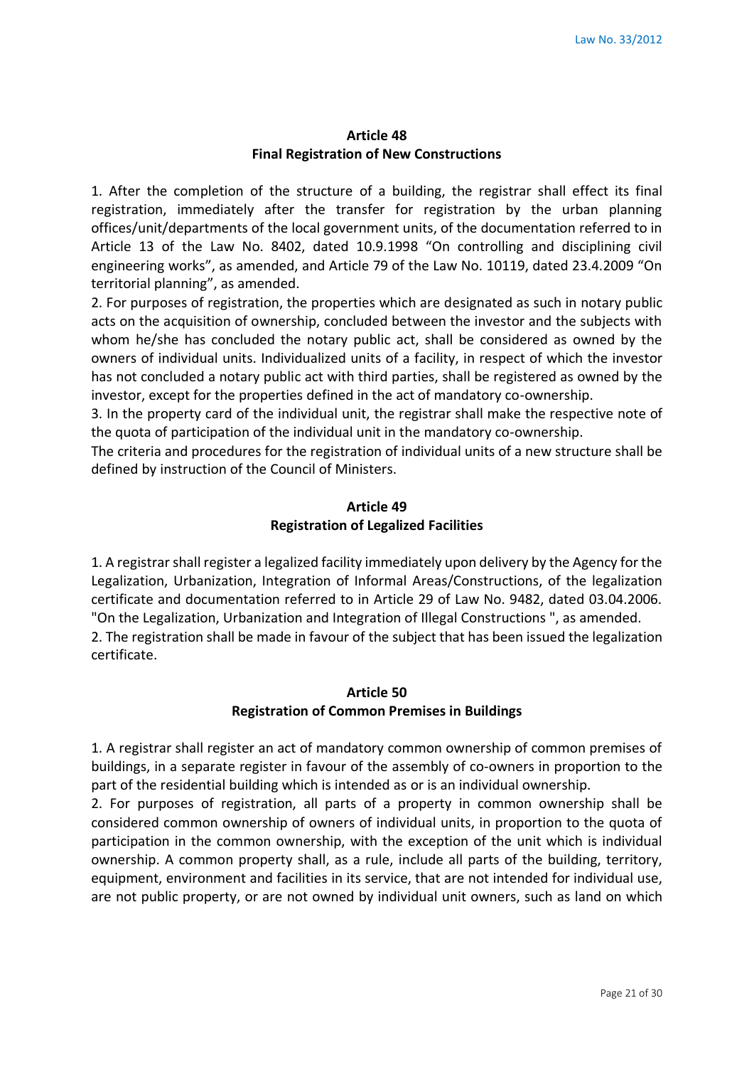## Article 48
## Final Registration of New Constructions

1. After the completion of the structure of a building, the registrar shall effect its final registration, immediately after the transfer for registration by the urban planning offices/unit/departments of the local government units, of the documentation referred to in Article 13 of the Law No. 8402, dated 10.9.1998 "On controlling and disciplining civil engineering works", as amended, and Article 79 of the Law No. 10119, dated 23.4.2009 "On territorial planning", as amended.

2. For purposes of registration, the properties which are designated as such in notary public acts on the acquisition of ownership, concluded between the investor and the subjects with whom he/she has concluded the notary public act, shall be considered as owned by the owners of individual units. Individualized units of a facility, in respect of which the investor has not concluded a notary public act with third parties, shall be registered as owned by the investor, except for the properties defined in the act of mandatory co-ownership.

3. In the property card of the individual unit, the registrar shall make the respective note of the quota of participation of the individual unit in the mandatory co-ownership.

The criteria and procedures for the registration of individual units of a new structure shall be defined by instruction of the Council of Ministers.

## Article 49
## Registration of Legalized Facilities

1. A registrar shall register a legalized facility immediately upon delivery by the Agency for the Legalization, Urbanization, Integration of Informal Areas/Constructions, of the legalization certificate and documentation referred to in Article 29 of Law No. 9482, dated 03.04.2006. "On the Legalization, Urbanization and Integration of Illegal Constructions ", as amended.

2. The registration shall be made in favour of the subject that has been issued the legalization certificate.

## Article 50
## Registration of Common Premises in Buildings

1. A registrar shall register an act of mandatory common ownership of common premises of buildings, in a separate register in favour of the assembly of co-owners in proportion to the part of the residential building which is intended as or is an individual ownership.

2. For purposes of registration, all parts of a property in common ownership shall be considered common ownership of owners of individual units, in proportion to the quota of participation in the common ownership, with the exception of the unit which is individual ownership. A common property shall, as a rule, include all parts of the building, territory, equipment, environment and facilities in its service, that are not intended for individual use, are not public property, or are not owned by individual unit owners, such as land on which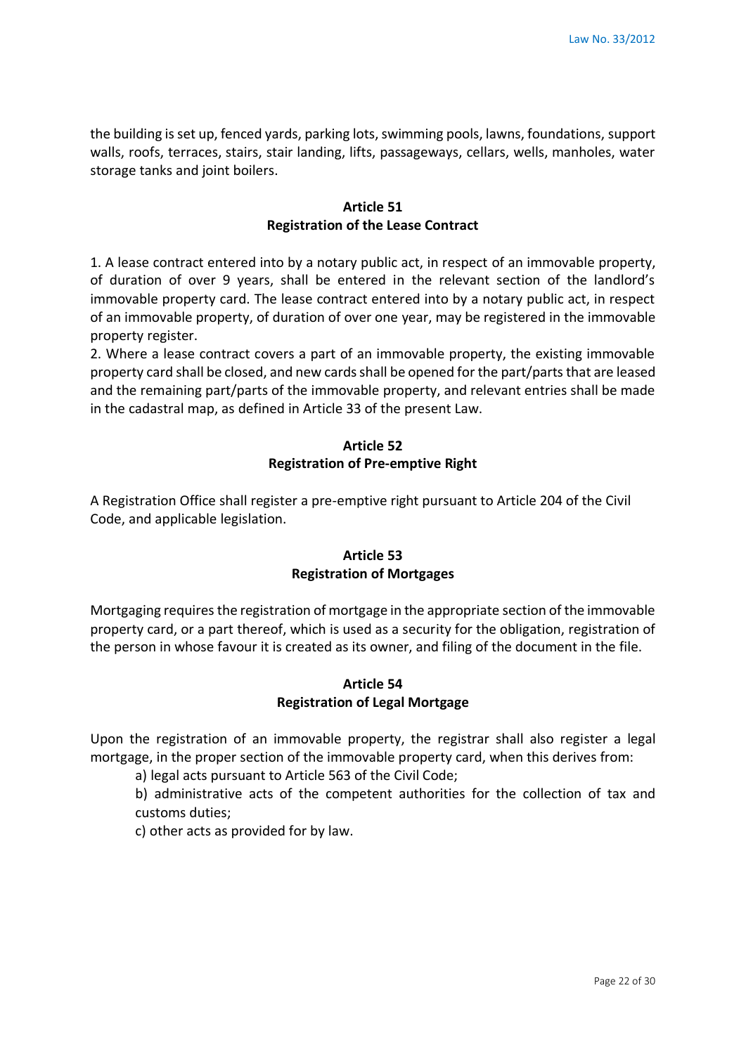the building is set up, fenced yards, parking lots, swimming pools, lawns, foundations, support walls, roofs, terraces, stairs, stair landing, lifts, passageways, cellars, wells, manholes, water storage tanks and joint boilers.

**Article 51**
**Registration of the Lease Contract**

1. A lease contract entered into by a notary public act, in respect of an immovable property, of duration of over 9 years, shall be entered in the relevant section of the landlord's immovable property card. The lease contract entered into by a notary public act, in respect of an immovable property, of duration of over one year, may be registered in the immovable property register.
2. Where a lease contract covers a part of an immovable property, the existing immovable property card shall be closed, and new cards shall be opened for the part/parts that are leased and the remaining part/parts of the immovable property, and relevant entries shall be made in the cadastral map, as defined in Article 33 of the present Law.

**Article 52**
**Registration of Pre-emptive Right**

A Registration Office shall register a pre-emptive right pursuant to Article 204 of the Civil Code, and applicable legislation.

**Article 53**
**Registration of Mortgages**

Mortgaging requires the registration of mortgage in the appropriate section of the immovable property card, or a part thereof, which is used as a security for the obligation, registration of the person in whose favour it is created as its owner, and filing of the document in the file.

**Article 54**
**Registration of Legal Mortgage**

Upon the registration of an immovable property, the registrar shall also register a legal mortgage, in the proper section of the immovable property card, when this derives from:

a) legal acts pursuant to Article 563 of the Civil Code;

b) administrative acts of the competent authorities for the collection of tax and customs duties;

c) other acts as provided for by law.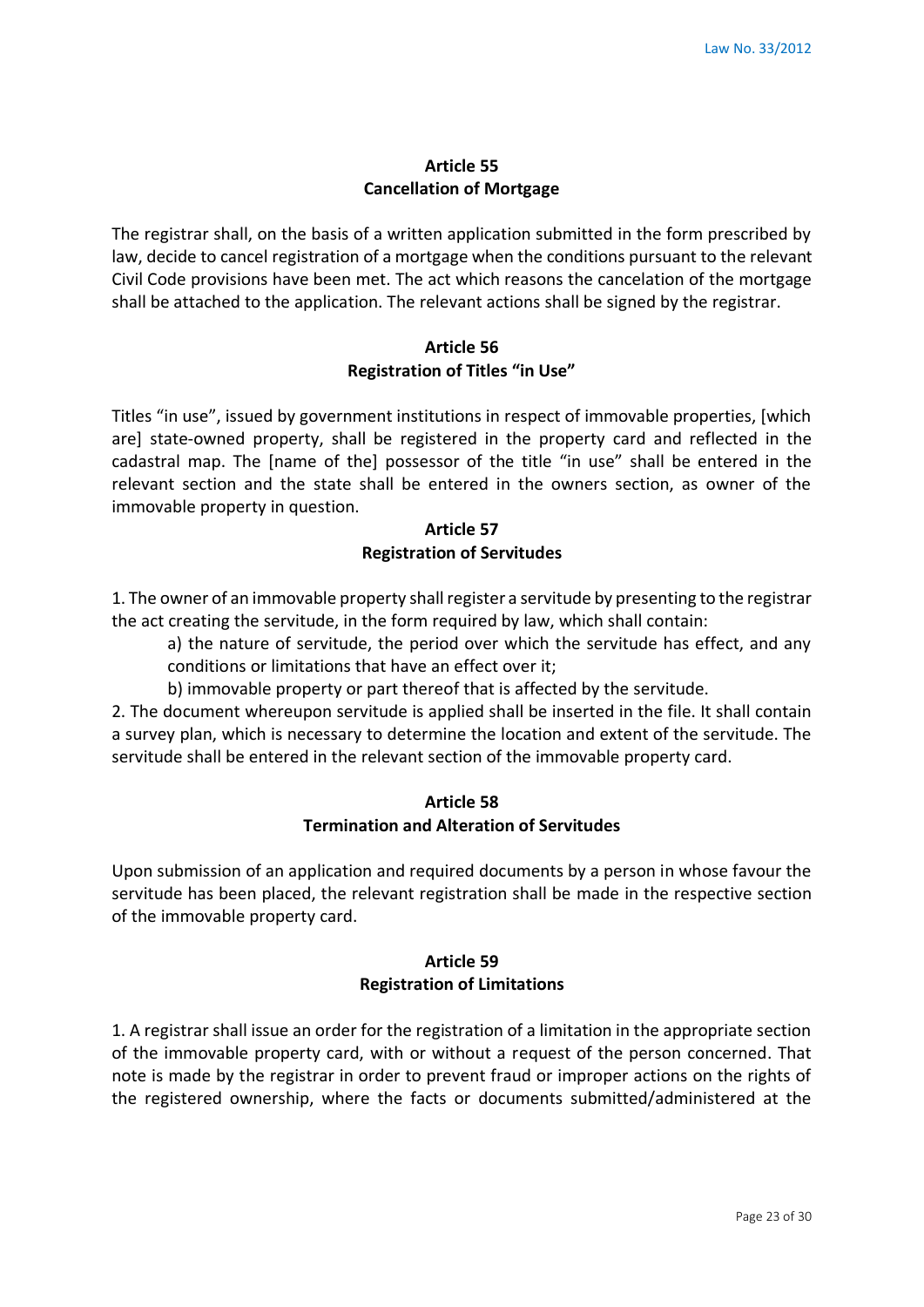**Article 55**
**Cancellation of Mortgage**

The registrar shall, on the basis of a written application submitted in the form prescribed by law, decide to cancel registration of a mortgage when the conditions pursuant to the relevant Civil Code provisions have been met. The act which reasons the cancelation of the mortgage shall be attached to the application. The relevant actions shall be signed by the registrar.

**Article 56**
**Registration of Titles "in Use"**

Titles "in use", issued by government institutions in respect of immovable properties, [which are] state-owned property, shall be registered in the property card and reflected in the cadastral map. The [name of the] possessor of the title "in use" shall be entered in the relevant section and the state shall be entered in the owners section, as owner of the immovable property in question.

**Article 57**
**Registration of Servitudes**

1. The owner of an immovable property shall register a servitude by presenting to the registrar the act creating the servitude, in the form required by law, which shall contain:

   a) the nature of servitude, the period over which the servitude has effect, and any conditions or limitations that have an effect over it;

   b) immovable property or part thereof that is affected by the servitude.

2. The document whereupon servitude is applied shall be inserted in the file. It shall contain a survey plan, which is necessary to determine the location and extent of the servitude. The servitude shall be entered in the relevant section of the immovable property card.

**Article 58**
**Termination and Alteration of Servitudes**

Upon submission of an application and required documents by a person in whose favour the servitude has been placed, the relevant registration shall be made in the respective section of the immovable property card.

**Article 59**
**Registration of Limitations**

1. A registrar shall issue an order for the registration of a limitation in the appropriate section of the immovable property card, with or without a request of the person concerned. That note is made by the registrar in order to prevent fraud or improper actions on the rights of the registered ownership, where the facts or documents submitted/administered at the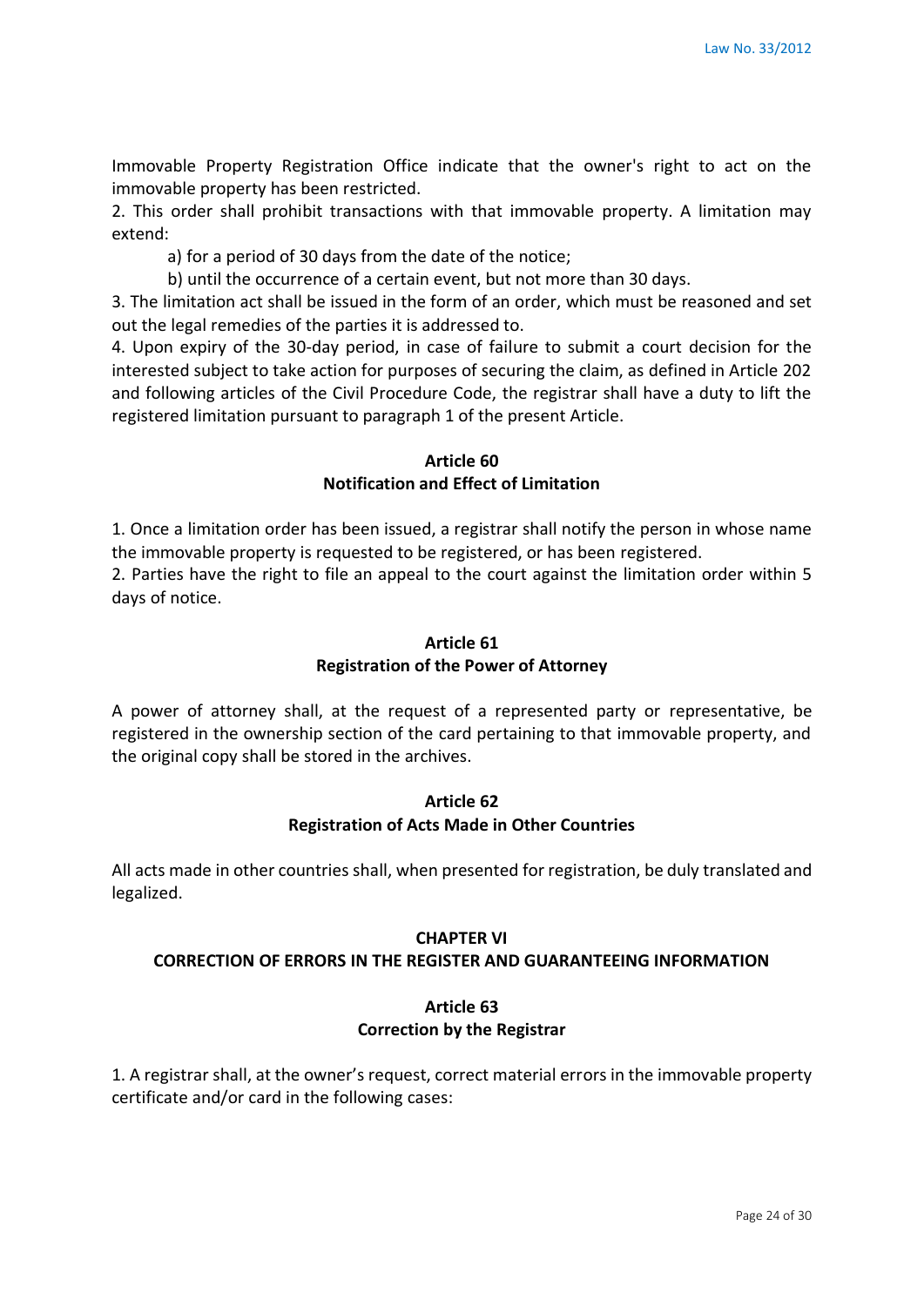Immovable Property Registration Office indicate that the owner's right to act on the immovable property has been restricted.

2. This order shall prohibit transactions with that immovable property. A limitation may extend:

a) for a period of 30 days from the date of the notice;

b) until the occurrence of a certain event, but not more than 30 days.

3. The limitation act shall be issued in the form of an order, which must be reasoned and set out the legal remedies of the parties it is addressed to.

4. Upon expiry of the 30-day period, in case of failure to submit a court decision for the interested subject to take action for purposes of securing the claim, as defined in Article 202 and following articles of the Civil Procedure Code, the registrar shall have a duty to lift the registered limitation pursuant to paragraph 1 of the present Article.

### Article 60
### Notification and Effect of Limitation

1. Once a limitation order has been issued, a registrar shall notify the person in whose name the immovable property is requested to be registered, or has been registered.

2. Parties have the right to file an appeal to the court against the limitation order within 5 days of notice.

### Article 61
### Registration of the Power of Attorney

A power of attorney shall, at the request of a represented party or representative, be registered in the ownership section of the card pertaining to that immovable property, and the original copy shall be stored in the archives.

### Article 62
### Registration of Acts Made in Other Countries

All acts made in other countries shall, when presented for registration, be duly translated and legalized.

## CHAPTER VI
## CORRECTION OF ERRORS IN THE REGISTER AND GUARANTEEING INFORMATION

### Article 63
### Correction by the Registrar

1. A registrar shall, at the owner's request, correct material errors in the immovable property certificate and/or card in the following cases: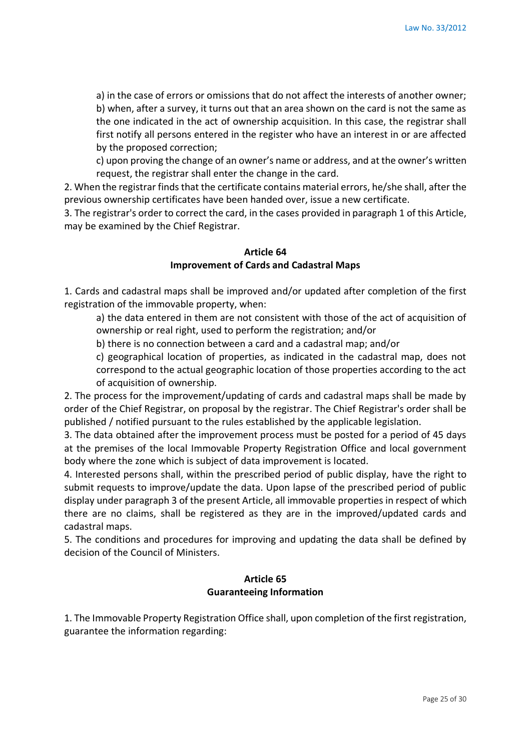a) in the case of errors or omissions that do not affect the interests of another owner;

b) when, after a survey, it turns out that an area shown on the card is not the same as the one indicated in the act of ownership acquisition. In this case, the registrar shall first notify all persons entered in the register who have an interest in or are affected by the proposed correction;

c) upon proving the change of an owner's name or address, and at the owner's written request, the registrar shall enter the change in the card.

2. When the registrar finds that the certificate contains material errors, he/she shall, after the previous ownership certificates have been handed over, issue a new certificate.

3. The registrar's order to correct the card, in the cases provided in paragraph 1 of this Article, may be examined by the Chief Registrar.

### Article 64
### Improvement of Cards and Cadastral Maps

1. Cards and cadastral maps shall be improved and/or updated after completion of the first registration of the immovable property, when:

a) the data entered in them are not consistent with those of the act of acquisition of ownership or real right, used to perform the registration; and/or

b) there is no connection between a card and a cadastral map; and/or

c) geographical location of properties, as indicated in the cadastral map, does not correspond to the actual geographic location of those properties according to the act of acquisition of ownership.

2. The process for the improvement/updating of cards and cadastral maps shall be made by order of the Chief Registrar, on proposal by the registrar. The Chief Registrar's order shall be published / notified pursuant to the rules established by the applicable legislation.

3. The data obtained after the improvement process must be posted for a period of 45 days at the premises of the local Immovable Property Registration Office and local government body where the zone which is subject of data improvement is located.

4. Interested persons shall, within the prescribed period of public display, have the right to submit requests to improve/update the data. Upon lapse of the prescribed period of public display under paragraph 3 of the present Article, all immovable properties in respect of which there are no claims, shall be registered as they are in the improved/updated cards and cadastral maps.

5. The conditions and procedures for improving and updating the data shall be defined by decision of the Council of Ministers.

### Article 65
### Guaranteeing Information

1. The Immovable Property Registration Office shall, upon completion of the first registration, guarantee the information regarding: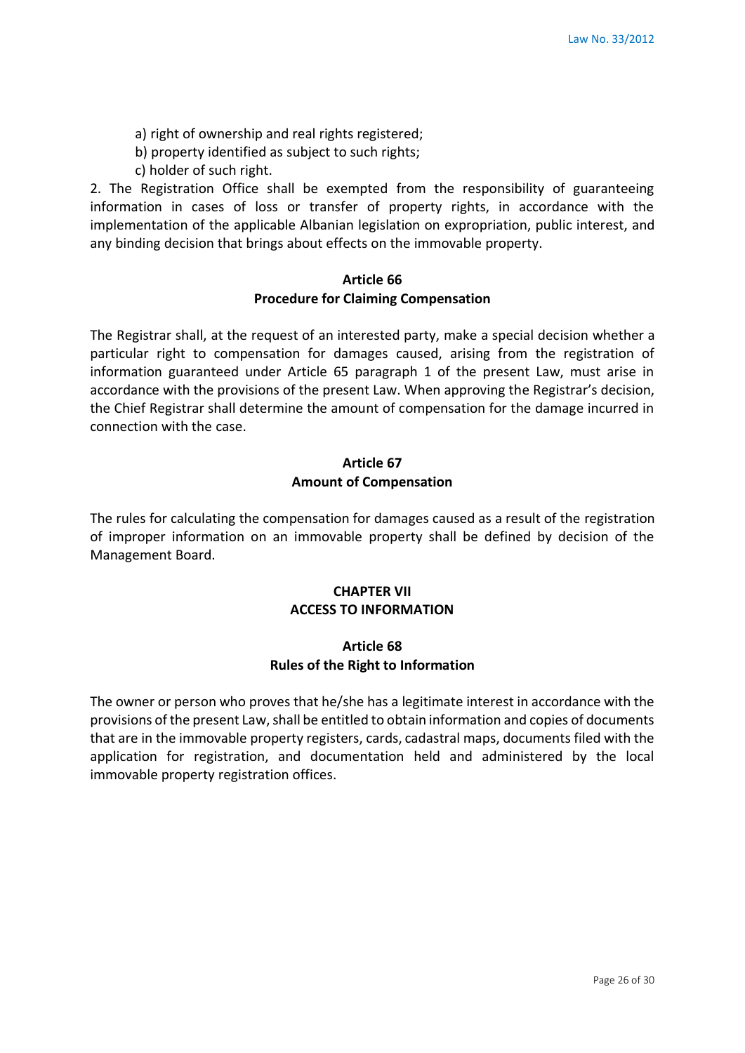a) right of ownership and real rights registered;
b) property identified as subject to such rights;
c) holder of such right.

2. The Registration Office shall be exempted from the responsibility of guaranteeing information in cases of loss or transfer of property rights, in accordance with the implementation of the applicable Albanian legislation on expropriation, public interest, and any binding decision that brings about effects on the immovable property.

### Article 66
### Procedure for Claiming Compensation

The Registrar shall, at the request of an interested party, make a special decision whether a particular right to compensation for damages caused, arising from the registration of information guaranteed under Article 65 paragraph 1 of the present Law, must arise in accordance with the provisions of the present Law. When approving the Registrar's decision, the Chief Registrar shall determine the amount of compensation for the damage incurred in connection with the case.

### Article 67
### Amount of Compensation

The rules for calculating the compensation for damages caused as a result of the registration of improper information on an immovable property shall be defined by decision of the Management Board.

## CHAPTER VII
## ACCESS TO INFORMATION

### Article 68
### Rules of the Right to Information

The owner or person who proves that he/she has a legitimate interest in accordance with the provisions of the present Law, shall be entitled to obtain information and copies of documents that are in the immovable property registers, cards, cadastral maps, documents filed with the application for registration, and documentation held and administered by the local immovable property registration offices.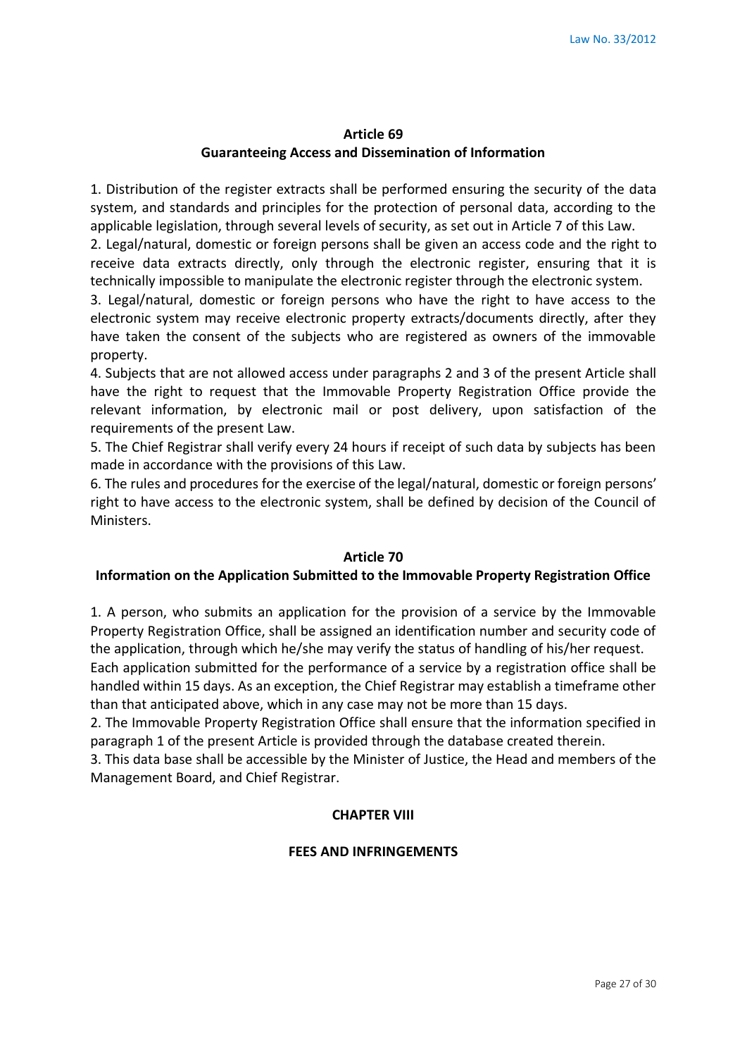### Article 69
### Guaranteeing Access and Dissemination of Information

1. Distribution of the register extracts shall be performed ensuring the security of the data system, and standards and principles for the protection of personal data, according to the applicable legislation, through several levels of security, as set out in Article 7 of this Law.
2. Legal/natural, domestic or foreign persons shall be given an access code and the right to receive data extracts directly, only through the electronic register, ensuring that it is technically impossible to manipulate the electronic register through the electronic system.
3. Legal/natural, domestic or foreign persons who have the right to have access to the electronic system may receive electronic property extracts/documents directly, after they have taken the consent of the subjects who are registered as owners of the immovable property.
4. Subjects that are not allowed access under paragraphs 2 and 3 of the present Article shall have the right to request that the Immovable Property Registration Office provide the relevant information, by electronic mail or post delivery, upon satisfaction of the requirements of the present Law.
5. The Chief Registrar shall verify every 24 hours if receipt of such data by subjects has been made in accordance with the provisions of this Law.
6. The rules and procedures for the exercise of the legal/natural, domestic or foreign persons' right to have access to the electronic system, shall be defined by decision of the Council of Ministers.

### Article 70
### Information on the Application Submitted to the Immovable Property Registration Office

1. A person, who submits an application for the provision of a service by the Immovable Property Registration Office, shall be assigned an identification number and security code of the application, through which he/she may verify the status of handling of his/her request.
Each application submitted for the performance of a service by a registration office shall be handled within 15 days. As an exception, the Chief Registrar may establish a timeframe other than that anticipated above, which in any case may not be more than 15 days.
2. The Immovable Property Registration Office shall ensure that the information specified in paragraph 1 of the present Article is provided through the database created therein.
3. This data base shall be accessible by the Minister of Justice, the Head and members of the Management Board, and Chief Registrar.

## CHAPTER VIII

## FEES AND INFRINGEMENTS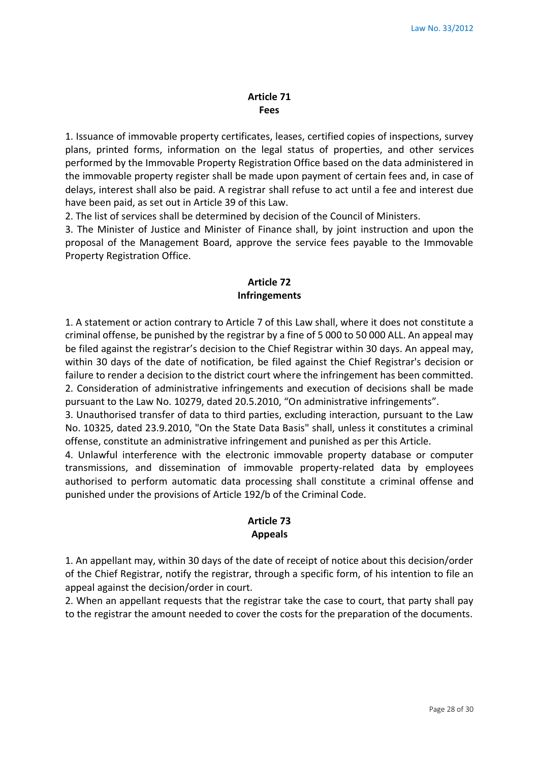## Article 71
## Fees

1. Issuance of immovable property certificates, leases, certified copies of inspections, survey plans, printed forms, information on the legal status of properties, and other services performed by the Immovable Property Registration Office based on the data administered in the immovable property register shall be made upon payment of certain fees and, in case of delays, interest shall also be paid. A registrar shall refuse to act until a fee and interest due have been paid, as set out in Article 39 of this Law.
2. The list of services shall be determined by decision of the Council of Ministers.
3. The Minister of Justice and Minister of Finance shall, by joint instruction and upon the proposal of the Management Board, approve the service fees payable to the Immovable Property Registration Office.

## Article 72
## Infringements

1. A statement or action contrary to Article 7 of this Law shall, where it does not constitute a criminal offense, be punished by the registrar by a fine of 5 000 to 50 000 ALL. An appeal may be filed against the registrar's decision to the Chief Registrar within 30 days. An appeal may, within 30 days of the date of notification, be filed against the Chief Registrar's decision or failure to render a decision to the district court where the infringement has been committed.
2. Consideration of administrative infringements and execution of decisions shall be made pursuant to the Law No. 10279, dated 20.5.2010, "On administrative infringements".
3. Unauthorised transfer of data to third parties, excluding interaction, pursuant to the Law No. 10325, dated 23.9.2010, "On the State Data Basis" shall, unless it constitutes a criminal offense, constitute an administrative infringement and punished as per this Article.
4. Unlawful interference with the electronic immovable property database or computer transmissions, and dissemination of immovable property-related data by employees authorised to perform automatic data processing shall constitute a criminal offense and punished under the provisions of Article 192/b of the Criminal Code.

## Article 73
## Appeals

1. An appellant may, within 30 days of the date of receipt of notice about this decision/order of the Chief Registrar, notify the registrar, through a specific form, of his intention to file an appeal against the decision/order in court.
2. When an appellant requests that the registrar take the case to court, that party shall pay to the registrar the amount needed to cover the costs for the preparation of the documents.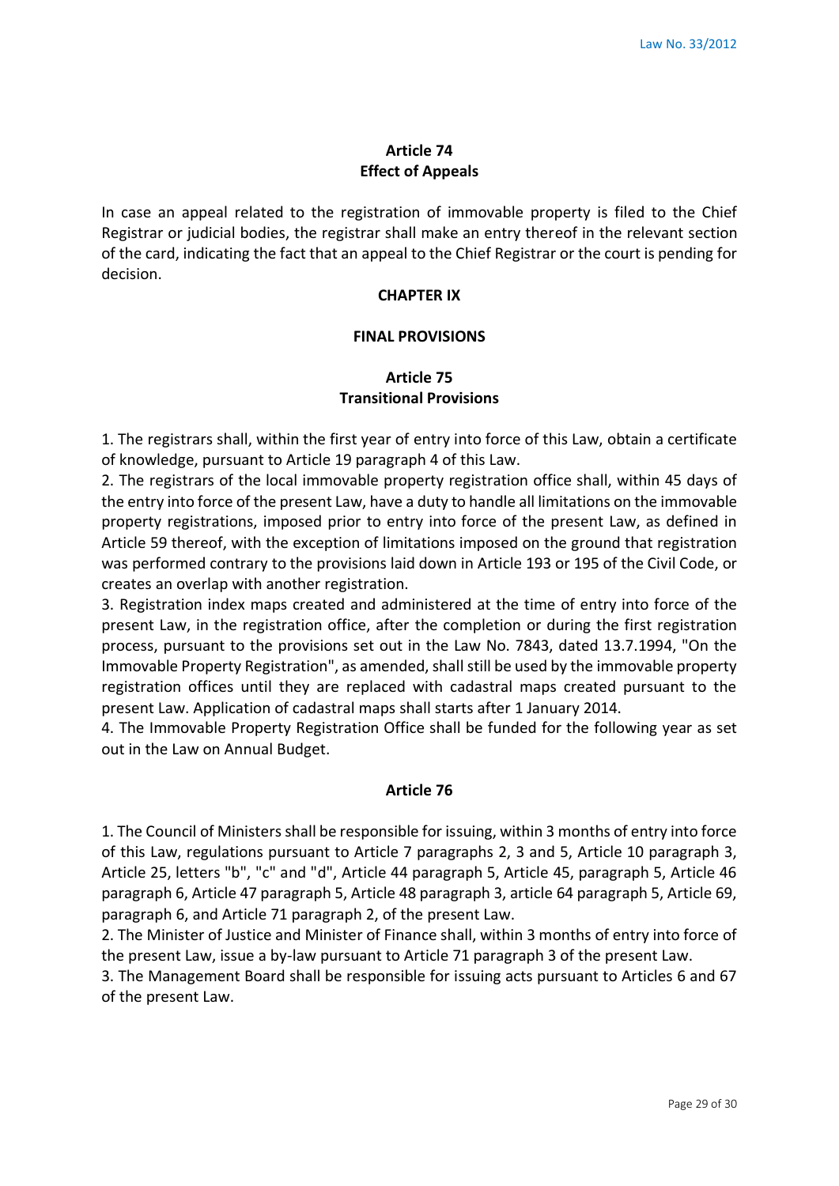## Article 74
## Effect of Appeals

In case an appeal related to the registration of immovable property is filed to the Chief Registrar or judicial bodies, the registrar shall make an entry thereof in the relevant section of the card, indicating the fact that an appeal to the Chief Registrar or the court is pending for decision.

# CHAPTER IX

# FINAL PROVISIONS

## Article 75
## Transitional Provisions

1. The registrars shall, within the first year of entry into force of this Law, obtain a certificate of knowledge, pursuant to Article 19 paragraph 4 of this Law.
2. The registrars of the local immovable property registration office shall, within 45 days of the entry into force of the present Law, have a duty to handle all limitations on the immovable property registrations, imposed prior to entry into force of the present Law, as defined in Article 59 thereof, with the exception of limitations imposed on the ground that registration was performed contrary to the provisions laid down in Article 193 or 195 of the Civil Code, or creates an overlap with another registration.
3. Registration index maps created and administered at the time of entry into force of the present Law, in the registration office, after the completion or during the first registration process, pursuant to the provisions set out in the Law No. 7843, dated 13.7.1994, "On the Immovable Property Registration", as amended, shall still be used by the immovable property registration offices until they are replaced with cadastral maps created pursuant to the present Law. Application of cadastral maps shall starts after 1 January 2014.
4. The Immovable Property Registration Office shall be funded for the following year as set out in the Law on Annual Budget.

## Article 76

1. The Council of Ministers shall be responsible for issuing, within 3 months of entry into force of this Law, regulations pursuant to Article 7 paragraphs 2, 3 and 5, Article 10 paragraph 3, Article 25, letters "b", "c" and "d", Article 44 paragraph 5, Article 45, paragraph 5, Article 46 paragraph 6, Article 47 paragraph 5, Article 48 paragraph 3, article 64 paragraph 5, Article 69, paragraph 6, and Article 71 paragraph 2, of the present Law.
2. The Minister of Justice and Minister of Finance shall, within 3 months of entry into force of the present Law, issue a by-law pursuant to Article 71 paragraph 3 of the present Law.
3. The Management Board shall be responsible for issuing acts pursuant to Articles 6 and 67 of the present Law.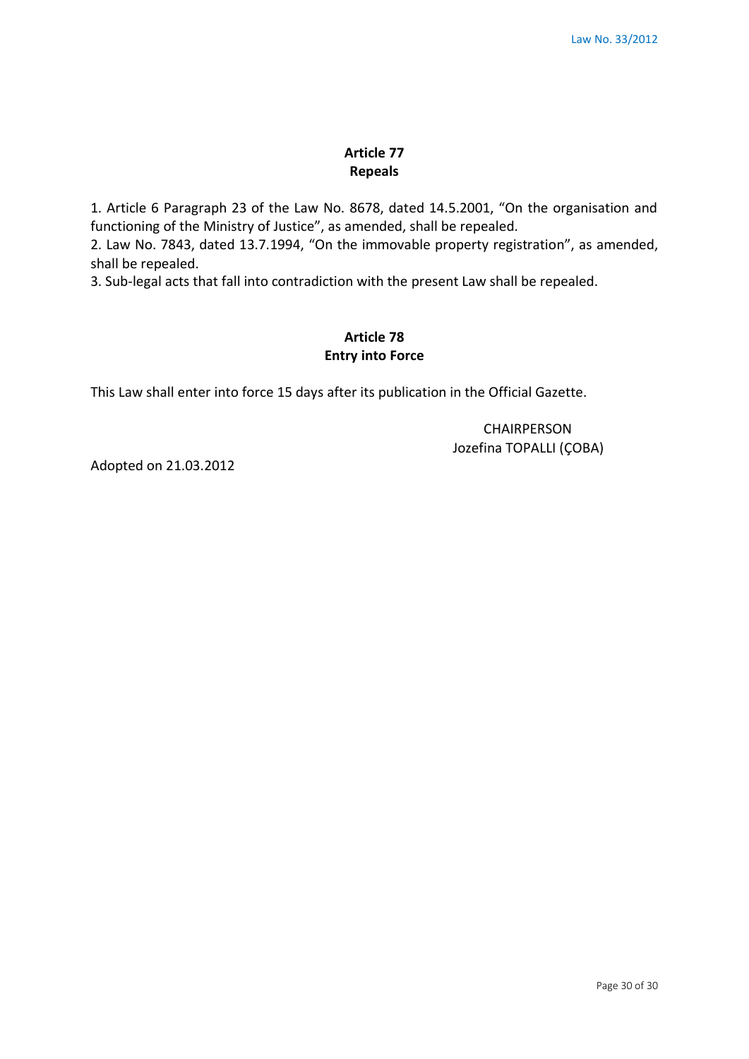## Article 77
## Repeals

1. Article 6 Paragraph 23 of the Law No. 8678, dated 14.5.2001, "On the organisation and functioning of the Ministry of Justice", as amended, shall be repealed.
2. Law No. 7843, dated 13.7.1994, "On the immovable property registration", as amended, shall be repealed.
3. Sub-legal acts that fall into contradiction with the present Law shall be repealed.

## Article 78
## Entry into Force

This Law shall enter into force 15 days after its publication in the Official Gazette.

CHAIRPERSON
Jozefina TOPALLI (ÇOBA)

Adopted on 21.03.2012